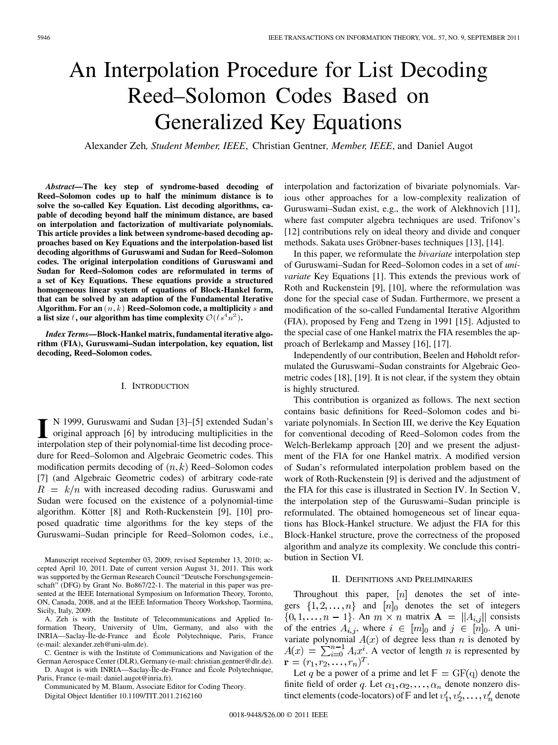# An Interpolation Procedure for List Decoding Reed–Solomon Codes Based on Generalized Key Equations

Alexander Zeh, *Student Member, IEEE*, Christian Gentner, *Member, IEEE*, and Daniel Augot

***Abstract*—The key step of syndrome-based decoding of Reed–Solomon codes up to half the minimum distance is to solve the so-called Key Equation. List decoding algorithms, capable of decoding beyond half the minimum distance, are based on interpolation and factorization of multivariate polynomials. This article provides a link between syndrome-based decoding approaches based on Key Equations and the interpolation-based list decoding algorithms of Guruswami and Sudan for Reed–Solomon codes. The original interpolation conditions of Guruswami and Sudan for Reed–Solomon codes are reformulated in terms of a set of Key Equations. These equations provide a structured homogeneous linear system of equations of Block-Hankel form, that can be solved by an adaption of the Fundamental Iterative Algorithm. For an $(n,k)$ Reed–Solomon code, a multiplicity $s$ and a list size $\ell$, our algorithm has time complexity $\mathcal{O}(\ell s^4 n^2)$.**

***Index Terms*—Block-Hankel matrix, fundamental iterative algorithm (FIA), Guruswami–Sudan interpolation, key equation, list decoding, Reed–Solomon codes.**

## I. Introduction

In 1999, Guruswami and Sudan [3]–[5] extended Sudan's original approach [6] by introducing multiplicities in the interpolation step of their polynomial-time list decoding procedure for Reed–Solomon and Algebraic Geometric codes. This modification permits decoding of $(n,k)$ Reed–Solomon codes [7] (and Algebraic Geometric codes) of arbitrary code-rate $R = k/n$ with increased decoding radius. Guruswami and Sudan were focused on the existence of a polynomial-time algorithm. Kötter [8] and Roth-Ruckenstein [9], [10] proposed quadratic time algorithms for the key steps of the Guruswami–Sudan principle for Reed–Solomon codes, i.e., interpolation and factorization of bivariate polynomials. Various other approaches for a low-complexity realization of Guruswami–Sudan exist, e.g., the work of Alekhnovich [11], where fast computer algebra techniques are used. Trifonov's [12] contributions rely on ideal theory and divide and conquer methods. Sakata uses Gröbner-bases techniques [13], [14].

In this paper, we reformulate the *bivariate* interpolation step of Guruswami–Sudan for Reed–Solomon codes in a set of *univariate* Key Equations [1]. This extends the previous work of Roth and Ruckenstein [9], [10], where the reformulation was done for the special case of Sudan. Furthermore, we present a modification of the so-called Fundamental Iterative Algorithm (FIA), proposed by Feng and Tzeng in 1991 [15]. Adjusted to the special case of one Hankel matrix the FIA resembles the approach of Berlekamp and Massey [16], [17].

Independently of our contribution, Beelen and Høholdt reformulated the Guruswami–Sudan constraints for Algebraic Geometric codes [18], [19]. It is not clear, if the system they obtain is highly structured.

This contribution is organized as follows. The next section contains basic definitions for Reed–Solomon codes and bivariate polynomials. In Section III, we derive the Key Equation for conventional decoding of Reed–Solomon codes from the Welch-Berlekamp approach [20] and we present the adjustment of the FIA for one Hankel matrix. A modified version of Sudan's reformulated interpolation problem based on the work of Roth-Ruckenstein [9] is derived and the adjustment of the FIA for this case is illustrated in Section IV. In Section V, the interpolation step of the Guruswami–Sudan principle is reformulated. The obtained homogeneous set of linear equations has Block-Hankel structure. We adjust the FIA for this Block-Hankel structure, prove the correctness of the proposed algorithm and analyze its complexity. We conclude this contribution in Section VI.

## II. Definitions and Preliminaries

Throughout this paper, $[n]$ denotes the set of integers $\{1, 2, \ldots, n\}$ and $[n]_0$ denotes the set of integers $\{0, 1, \ldots, n-1\}$. An $m \times n$ matrix $\mathbf{A} = ||A_{i,j}||$ consists of the entries $A_{i,j}$, where $i \in [m]_0$ and $j \in [n]_0$. A univariate polynomial $A(x)$ of degree less than $n$ is denoted by $A(x) = \sum_{i=0}^{n-1} A_i x^i$. A vector of length $n$ is represented by $\mathbf{r} = (r_1, r_2, \ldots, r_n)^T$.

Let $q$ be a power of a prime and let $\mathbb{F} = \mathrm{GF(q)}$ denote the finite field of order $q$. Let $\alpha_1, \alpha_2, \ldots, \alpha_n$ denote nonzero distinct elements (code-locators) of $\mathbb{F}$ and let $\upsilon'_1, \upsilon'_2, \ldots, \upsilon'_n$ denote

---

Manuscript received September 03, 2009; revised September 13, 2010; accepted April 10, 2011. Date of current version August 31, 2011. This work was supported by the German Research Council "Deutsche Forschungsgemeinschaft" (DFG) by Grant No. Bo867/22-1. The material in this paper was presented at the IEEE International Symposium on Information Theory, Toronto, ON, Canada, 2008, and at the IEEE Information Theory Workshop, Taormina, Sicily, Italy, 2009.

A. Zeh is with the Institute of Telecommunications and Applied Information Theory, University of Ulm, Germany, and also with the INRIA—Saclay-Île-de-France and École Polytechnique, Paris, France (e-mail: alexander.zeh@uni-ulm.de).

C. Gentner is with the Institute of Communications and Navigation of the German Aerospace Center (DLR), Germany (e-mail: christian.gentner@dlr.de).

D. Augot is with INRIA—Saclay-Île-de-France and École Polytechnique, Paris, France (e-mail: daniel.augot@inria.fr).

Communicated by M. Blaum, Associate Editor for Coding Theory.

Digital Object Identifier 10.1109/TIT.2011.2162160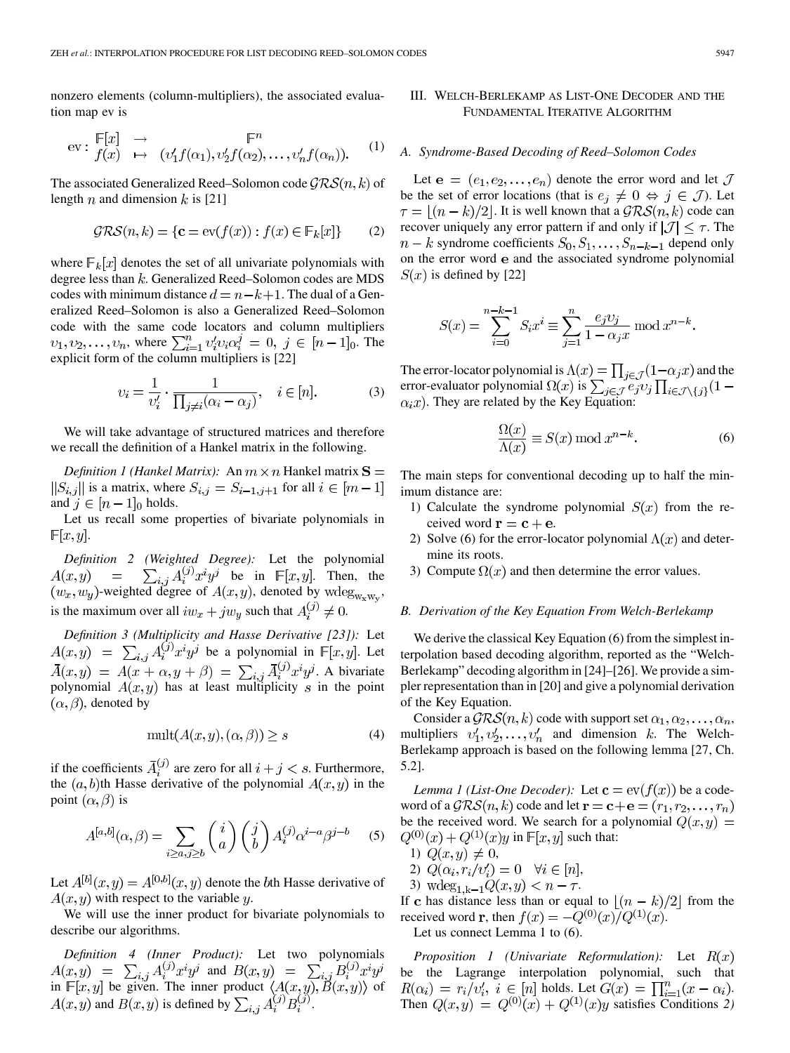nonzero elements (column-multipliers), the associated evaluation map ev is

$$\text{ev}: \begin{array}{ccc} \mathbb{F}[x] & \rightarrow & \mathbb{F}^n \\ f(x) & \mapsto & (v'_1 f(\alpha_1), v'_2 f(\alpha_2), \dots, v'_n f(\alpha_n)). \end{array} \quad (1)$$

The associated Generalized Reed–Solomon code $\mathcal{GRS}(n, k)$ of length $n$ and dimension $k$ is [21]

$$\mathcal{GRS}(n, k) = \{\mathbf{c} = \text{ev}(f(x)) : f(x) \in \mathbb{F}_k[x]\} \quad (2)$$

where $\mathbb{F}_k[x]$ denotes the set of all univariate polynomials with degree less than $k$. Generalized Reed–Solomon codes are MDS codes with minimum distance $d = n - k + 1$. The dual of a Generalized Reed–Solomon is also a Generalized Reed–Solomon code with the same code locators and column multipliers $v_1, v_2, \dots, v_n$, where $\sum_{i=1}^{n} v'_i v_i \alpha_i^j = 0$, $j \in [n-1]_0$. The explicit form of the column multipliers is [22]

$$v_i = \frac{1}{v'_i} \cdot \frac{1}{\prod_{j \neq i} (\alpha_i - \alpha_j)}, \quad i \in [n]. \quad (3)$$

We will take advantage of structured matrices and therefore we recall the definition of a Hankel matrix in the following.

*Definition 1 (Hankel Matrix):* An $m \times n$ Hankel matrix $\mathbf{S} = \|S_{i,j}\|$ is a matrix, where $S_{i,j} = S_{i-1,j+1}$ for all $i \in [m-1]$ and $j \in [n-1]_0$ holds.

Let us recall some properties of bivariate polynomials in $\mathbb{F}[x, y]$.

*Definition 2 (Weighted Degree):* Let the polynomial $A(x, y) = \sum_{i,j} A_i^{(j)} x^i y^j$ be in $\mathbb{F}[x, y]$. Then, the $(w_x, w_y)$-weighted degree of $A(x, y)$, denoted by $\text{wdeg}_{w_x w_y}$, is the maximum over all $i w_x + j w_y$ such that $A_i^{(j)} \neq 0$.

*Definition 3 (Multiplicity and Hasse Derivative [23]):* Let $A(x, y) = \sum_{i,j} A_i^{(j)} x^i y^j$ be a polynomial in $\mathbb{F}[x, y]$. Let $\overline{A}(x, y) = A(x + \alpha, y + \beta) = \sum_{i,j} \overline{A}_i^{(j)} x^i y^j$. A bivariate polynomial $A(x, y)$ has at least multiplicity $s$ in the point $(\alpha, \beta)$, denoted by

$$\text{mult}(A(x, y), (\alpha, \beta)) \geq s \quad (4)$$

if the coefficients $\overline{A}_i^{(j)}$ are zero for all $i + j < s$. Furthermore, the $(a, b)$th Hasse derivative of the polynomial $A(x, y)$ in the point $(\alpha, \beta)$ is

$$A^{[a,b]}(\alpha, \beta) = \sum_{i \geq a, j \geq b} \binom{i}{a} \binom{j}{b} A_i^{(j)} \alpha^{i-a} \beta^{j-b} \quad (5)$$

Let $A^{[b]}(x, y) = A^{[0,b]}(x, y)$ denote the $b$th Hasse derivative of $A(x, y)$ with respect to the variable $y$.

We will use the inner product for bivariate polynomials to describe our algorithms.

*Definition 4 (Inner Product):* Let two polynomials $A(x, y) = \sum_{i,j} A_i^{(j)} x^i y^j$ and $B(x, y) = \sum_{i,j} B_i^{(j)} x^i y^j$ in $\mathbb{F}[x, y]$ be given. The inner product $\langle A(x, y), B(x, y) \rangle$ of $A(x, y)$ and $B(x, y)$ is defined by $\sum_{i,j} A_i^{(j)} B_i^{(j)}$.

## III. Welch-Berlekamp as List-One Decoder and the Fundamental Iterative Algorithm

### A. Syndrome-Based Decoding of Reed–Solomon Codes

Let $\mathbf{e} = (e_1, e_2, \dots, e_n)$ denote the error word and let $\mathcal{J}$ be the set of error locations (that is $e_j \neq 0 \Leftrightarrow j \in \mathcal{J}$). Let $\tau = \lfloor (n-k)/2 \rfloor$. It is well known that a $\mathcal{GRS}(n, k)$ code can recover uniquely any error pattern if and only if $|\mathcal{J}| \leq \tau$. The $n - k$ syndrome coefficients $S_0, S_1, \dots, S_{n-k-1}$ depend only on the error word $\mathbf{e}$ and the associated syndrome polynomial $S(x)$ is defined by [22]

$$S(x) = \sum_{i=0}^{n-k-1} S_i x^i \equiv \sum_{j=1}^{n} \frac{e_j v_j}{1 - \alpha_j x} \bmod x^{n-k}.$$

The error-locator polynomial is $\Lambda(x) = \prod_{j \in \mathcal{J}} (1 - \alpha_j x)$ and the error-evaluator polynomial $\Omega(x)$ is $\sum_{j \in \mathcal{J}} e_j v_j \prod_{i \in \mathcal{J} \setminus \{j\}} (1 - \alpha_i x)$. They are related by the Key Equation:

$$\frac{\Omega(x)}{\Lambda(x)} \equiv S(x) \bmod x^{n-k}. \quad (6)$$

The main steps for conventional decoding up to half the minimum distance are:

1) Calculate the syndrome polynomial $S(x)$ from the received word $\mathbf{r} = \mathbf{c} + \mathbf{e}$.
2) Solve (6) for the error-locator polynomial $\Lambda(x)$ and determine its roots.
3) Compute $\Omega(x)$ and then determine the error values.

### B. Derivation of the Key Equation From Welch-Berlekamp

We derive the classical Key Equation (6) from the simplest interpolation based decoding algorithm, reported as the "Welch-Berlekamp" decoding algorithm in [24]–[26]. We provide a simpler representation than in [20] and give a polynomial derivation of the Key Equation.

Consider a $\mathcal{GRS}(n, k)$ code with support set $\alpha_1, \alpha_2, \dots, \alpha_n$, multipliers $v'_1, v'_2, \dots, v'_n$ and dimension $k$. The Welch-Berlekamp approach is based on the following lemma [27, Ch. 5.2].

*Lemma 1 (List-One Decoder):* Let $\mathbf{c} = \text{ev}(f(x))$ be a codeword of a $\mathcal{GRS}(n, k)$ code and let $\mathbf{r} = \mathbf{c} + \mathbf{e} = (r_1, r_2, \dots, r_n)$ be the received word. We search for a polynomial $Q(x, y) = Q^{(0)}(x) + Q^{(1)}(x) y$ in $\mathbb{F}[x, y]$ such that:

1) $Q(x, y) \neq 0$,
2) $Q(\alpha_i, r_i / v'_i) = 0 \quad \forall i \in [n]$,
3) $\text{wdeg}_{1,k-1} Q(x, y) < n - \tau$.

If $\mathbf{c}$ has distance less than or equal to $\lfloor (n-k)/2 \rfloor$ from the received word $\mathbf{r}$, then $f(x) = -Q^{(0)}(x)/Q^{(1)}(x)$.

Let us connect Lemma 1 to (6).

*Proposition 1 (Univariate Reformulation):* Let $R(x)$ be the Lagrange interpolation polynomial, such that $R(\alpha_i) = r_i / v'_i$, $i \in [n]$ holds. Let $G(x) = \prod_{i=1}^{n} (x - \alpha_i)$. Then $Q(x, y) = Q^{(0)}(x) + Q^{(1)}(x) y$ satisfies Conditions *2)*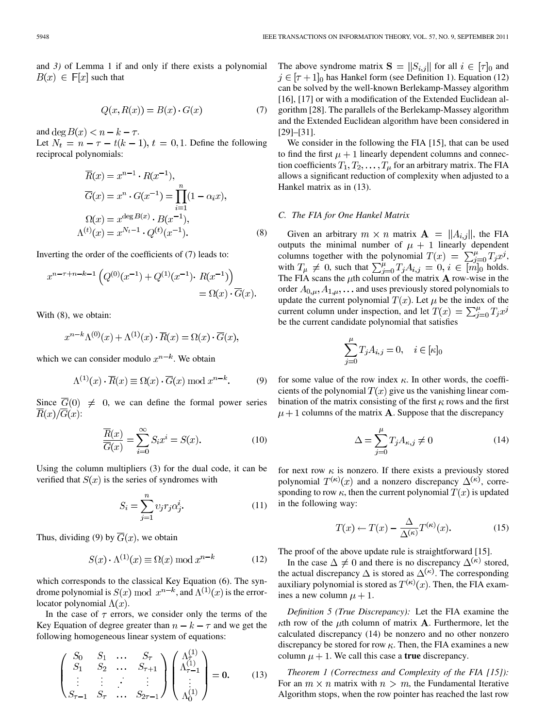and *3)* of Lemma 1 if and only if there exists a polynomial $B(x) \in \mathbb{F}[x]$ such that

$$Q(x, R(x)) = B(x) \cdot G(x) \tag{7}$$

and $\deg B(x) < n - k - \tau$.

Let $N_t = n - \tau - t(k-1)$, $t = 0, 1$. Define the following reciprocal polynomials:

$$\begin{aligned}
\overline{R}(x) &= x^{n-1} \cdot R(x^{-1}), \\
\overline{G}(x) &= x^n \cdot G(x^{-1}) = \prod_{i=1}^{n} (1 - \alpha_i x), \\
\Omega(x) &= x^{\deg B(x)} \cdot B(x^{-1}), \\
\Lambda^{(t)}(x) &= x^{N_t - 1} \cdot Q^{(t)}(x^{-1}).
\end{aligned} \tag{8}$$

Inverting the order of the coefficients of (7) leads to:

$$x^{n-\tau+n-k-1}\left(Q^{(0)}(x^{-1}) + Q^{(1)}(x^{-1}) \cdot R(x^{-1})\right) = \Omega(x) \cdot \overline{G}(x).$$

With (8), we obtain:

$$x^{n-k}\Lambda^{(0)}(x) + \Lambda^{(1)}(x) \cdot \overline{R}(x) = \Omega(x) \cdot \overline{G}(x),$$

which we can consider modulo $x^{n-k}$. We obtain

$$\Lambda^{(1)}(x) \cdot \overline{R}(x) \equiv \Omega(x) \cdot \overline{G}(x) \bmod x^{n-k}. \tag{9}$$

Since $\overline{G}(0) \neq 0$, we can define the formal power series $\overline{R}(x)/\overline{G}(x)$:

$$\frac{\overline{R}(x)}{\overline{G}(x)} = \sum_{i=0}^{\infty} S_i x^i = S(x). \tag{10}$$

Using the column multipliers (3) for the dual code, it can be verified that $S(x)$ is the series of syndromes with

$$S_i = \sum_{j=1}^{n} \upsilon_j r_j \alpha_j^i. \tag{11}$$

Thus, dividing (9) by $\overline{G}(x)$, we obtain

$$S(x) \cdot \Lambda^{(1)}(x) \equiv \Omega(x) \bmod x^{n-k} \tag{12}$$

which corresponds to the classical Key Equation (6). The syndrome polynomial is $S(x) \bmod x^{n-k}$, and $\Lambda^{(1)}(x)$ is the error-locator polynomial $\Lambda(x)$.

In the case of $\tau$ errors, we consider only the terms of the Key Equation of degree greater than $n - k - \tau$ and we get the following homogeneous linear system of equations:

$$\begin{pmatrix}
S_0 & S_1 & \dots & S_\tau \\
S_1 & S_2 & \dots & S_{\tau+1} \\
\vdots & \vdots & \ddots & \vdots \\
S_{\tau-1} & S_\tau & \dots & S_{2\tau-1}
\end{pmatrix}
\begin{pmatrix}
\Lambda_\tau^{(1)} \\
\Lambda_{\tau-1}^{(1)} \\
\vdots \\
\Lambda_0^{(1)}
\end{pmatrix} = \mathbf{0}. \tag{13}$$

The above syndrome matrix $\mathbf{S} = \|S_{i,j}\|$ for all $i \in [\tau]_0$ and $j \in [\tau+1]_0$ has Hankel form (see Definition 1). Equation (12) can be solved by the well-known Berlekamp-Massey algorithm [16], [17] or with a modification of the Extended Euclidean algorithm [28]. The parallels of the Berlekamp-Massey algorithm and the Extended Euclidean algorithm have been considered in [29]–[31].

We consider in the following the FIA [15], that can be used to find the first $\mu + 1$ linearly dependent columns and connection coefficients $T_1, T_2, \dots, T_\mu$ for an arbitrary matrix. The FIA allows a significant reduction of complexity when adjusted to a Hankel matrix as in (13).

### *C. The FIA for One Hankel Matrix*

Given an arbitrary $m \times n$ matrix $\mathbf{A} = \|A_{i,j}\|$, the FIA outputs the minimal number of $\mu + 1$ linearly dependent columns together with the polynomial $T(x) = \sum_{j=0}^{\mu} T_j x^j$, with $T_\mu \neq 0$, such that $\sum_{j=0}^{\mu} T_j A_{i,j} = 0$, $i \in [m]_0$ holds. The FIA scans the $\mu$th column of the matrix $\mathbf{A}$ row-wise in the order $A_{0,\mu}, A_{1,\mu}, \dots$ and uses previously stored polynomials to update the current polynomial $T(x)$. Let $\mu$ be the index of the current column under inspection, and let $T(x) = \sum_{j=0}^{\mu} T_j x^j$ be the current candidate polynomial that satisfies

$$\sum_{j=0}^{\mu} T_j A_{i,j} = 0, \quad i \in [\kappa]_0$$

for some value of the row index $\kappa$. In other words, the coefficients of the polynomial $T(x)$ give us the vanishing linear combination of the matrix consisting of the first $\kappa$ rows and the first $\mu + 1$ columns of the matrix $\mathbf{A}$. Suppose that the discrepancy

$$\Delta = \sum_{j=0}^{\mu} T_j A_{\kappa,j} \neq 0 \tag{14}$$

for next row $\kappa$ is nonzero. If there exists a previously stored polynomial $T^{(\kappa)}(x)$ and a nonzero discrepancy $\Delta^{(\kappa)}$, corresponding to row $\kappa$, then the current polynomial $T(x)$ is updated in the following way:

$$T(x) \leftarrow T(x) - \frac{\Delta}{\Delta^{(\kappa)}} T^{(\kappa)}(x). \tag{15}$$

The proof of the above update rule is straightforward [15].

In the case $\Delta \neq 0$ and there is no discrepancy $\Delta^{(\kappa)}$ stored, the actual discrepancy $\Delta$ is stored as $\Delta^{(\kappa)}$. The corresponding auxiliary polynomial is stored as $T^{(\kappa)}(x)$. Then, the FIA examines a new column $\mu + 1$.

*Definition 5 (True Discrepancy):* Let the FIA examine the $\kappa$th row of the $\mu$th column of matrix $\mathbf{A}$. Furthermore, let the calculated discrepancy (14) be nonzero and no other nonzero discrepancy be stored for row $\kappa$. Then, the FIA examines a new column $\mu + 1$. We call this case a **true** discrepancy.

*Theorem 1 (Correctness and Complexity of the FIA [15]):* For an $m \times n$ matrix with $n > m$, the Fundamental Iterative Algorithm stops, when the row pointer has reached the last row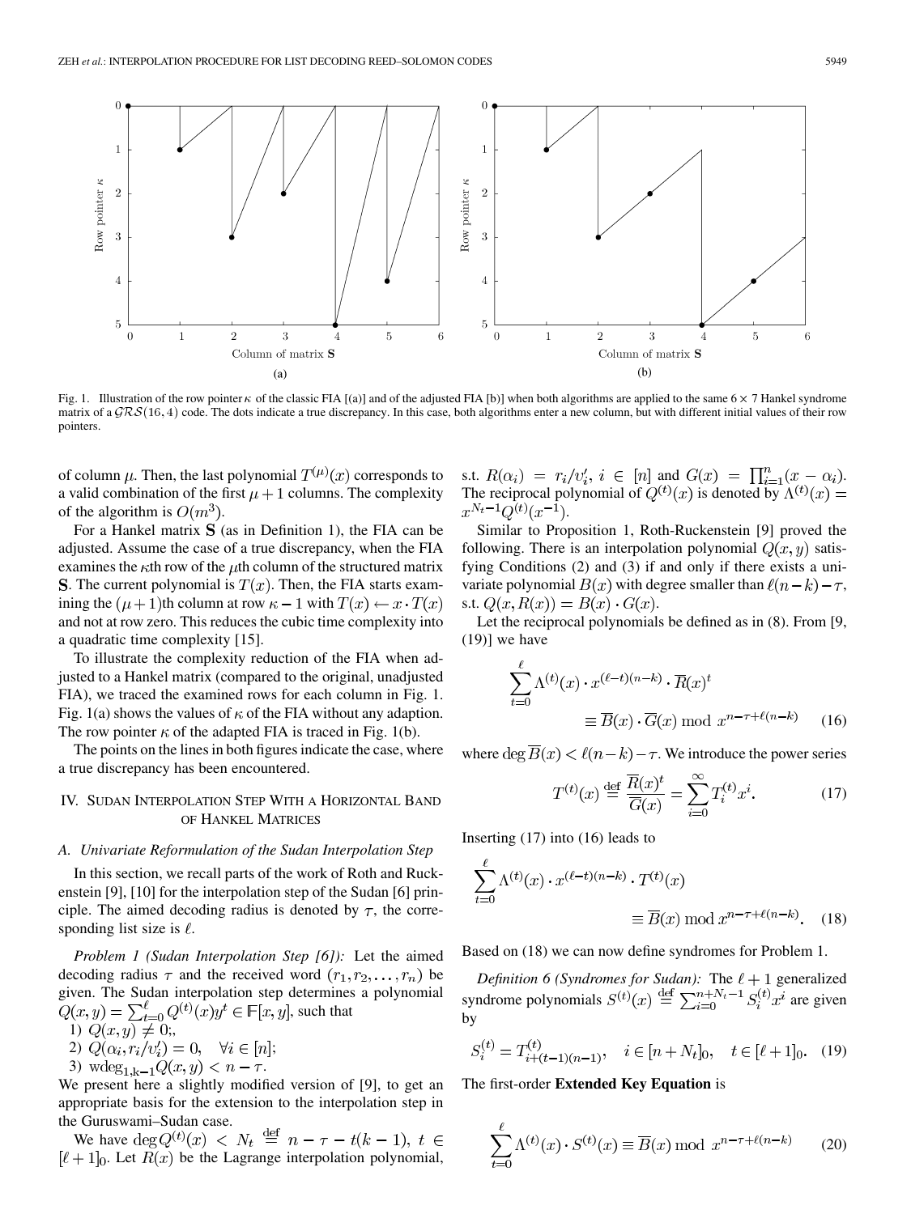Fig. 1. Illustration of the row pointer $\kappa$ of the classic FIA [(a)] and of the adjusted FIA [b)] when both algorithms are applied to the same $6 \times 7$ Hankel syndrome matrix of a $\mathcal{GRS}(16, 4)$ code. The dots indicate a true discrepancy. In this case, both algorithms enter a new column, but with different initial values of their row pointers.

of column $\mu$. Then, the last polynomial $T^{(\mu)}(x)$ corresponds to a valid combination of the first $\mu + 1$ columns. The complexity of the algorithm is $O(m^3)$.

For a Hankel matrix $\mathbf{S}$ (as in Definition 1), the FIA can be adjusted. Assume the case of a true discrepancy, when the FIA examines the $\kappa$th row of the $\mu$th column of the structured matrix $\mathbf{S}$. The current polynomial is $T(x)$. Then, the FIA starts examining the $(\mu+1)$th column at row $\kappa - 1$ with $T(x) \leftarrow x \cdot T(x)$ and not at row zero. This reduces the cubic time complexity into a quadratic time complexity [15].

To illustrate the complexity reduction of the FIA when adjusted to a Hankel matrix (compared to the original, unadjusted FIA), we traced the examined rows for each column in Fig. 1. Fig. 1(a) shows the values of $\kappa$ of the FIA without any adaption. The row pointer $\kappa$ of the adapted FIA is traced in Fig. 1(b).

The points on the lines in both figures indicate the case, where a true discrepancy has been encountered.

## IV. Sudan Interpolation Step With a Horizontal Band of Hankel Matrices

### A. Univariate Reformulation of the Sudan Interpolation Step

In this section, we recall parts of the work of Roth and Ruckenstein [9], [10] for the interpolation step of the Sudan [6] principle. The aimed decoding radius is denoted by $\tau$, the corresponding list size is $\ell$.

*Problem 1 (Sudan Interpolation Step [6]):* Let the aimed decoding radius $\tau$ and the received word $(r_1, r_2, \dots, r_n)$ be given. The Sudan interpolation step determines a polynomial $Q(x,y) = \sum_{t=0}^{\ell} Q^{(t)}(x) y^t \in \mathbb{F}[x,y]$, such that

1) $Q(x,y) \neq 0$;,
2) $Q(\alpha_i, r_i/v_i') = 0, \quad \forall i \in [n]$;
3) $\mathrm{wdeg}_{1,k-1} Q(x,y) < n - \tau$.

We present here a slightly modified version of [9], to get an appropriate basis for the extension to the interpolation step in the Guruswami–Sudan case.

We have $\deg Q^{(t)}(x) < N_t \stackrel{\text{def}}{=} n - \tau - t(k-1)$, $t \in [\ell+1]_0$. Let $R(x)$ be the Lagrange interpolation polynomial, s.t. $R(\alpha_i) = r_i/v_i'$, $i \in [n]$ and $G(x) = \prod_{i=1}^{n}(x - \alpha_i)$. The reciprocal polynomial of $Q^{(t)}(x)$ is denoted by $\Lambda^{(t)}(x) = x^{N_t - 1} Q^{(t)}(x^{-1})$.

Similar to Proposition 1, Roth-Ruckenstein [9] proved the following. There is an interpolation polynomial $Q(x,y)$ satisfying Conditions (2) and (3) if and only if there exists a univariate polynomial $B(x)$ with degree smaller than $\ell(n-k) - \tau$, s.t. $Q(x, R(x)) = B(x) \cdot G(x)$.

Let the reciprocal polynomials be defined as in (8). From [9, (19)] we have

$$\sum_{t=0}^{\ell} \Lambda^{(t)}(x) \cdot x^{(\ell-t)(n-k)} \cdot \overline{R}(x)^t \equiv \overline{B}(x) \cdot \overline{G}(x) \bmod x^{n-\tau+\ell(n-k)} \tag{16}$$

where $\deg \overline{B}(x) < \ell(n-k) - \tau$. We introduce the power series

$$T^{(t)}(x) \stackrel{\text{def}}{=} \frac{\overline{R}(x)^t}{\overline{G}(x)} = \sum_{i=0}^{\infty} T_i^{(t)} x^i. \tag{17}$$

Inserting (17) into (16) leads to

$$\sum_{t=0}^{\ell} \Lambda^{(t)}(x) \cdot x^{(\ell-t)(n-k)} \cdot T^{(t)}(x) \equiv \overline{B}(x) \bmod x^{n-\tau+\ell(n-k)}. \tag{18}$$

Based on (18) we can now define syndromes for Problem 1.

*Definition 6 (Syndromes for Sudan):* The $\ell+1$ generalized syndrome polynomials $S^{(t)}(x) \stackrel{\text{def}}{=} \sum_{i=0}^{n+N_t-1} S_i^{(t)} x^i$ are given by

$$S_i^{(t)} = T_{i+(t-1)(n-1)}^{(t)}, \quad i \in [n + N_t]_0, \quad t \in [\ell+1]_0. \tag{19}$$

The first-order **Extended Key Equation** is

$$\sum_{t=0}^{\ell} \Lambda^{(t)}(x) \cdot S^{(t)}(x) \equiv \overline{B}(x) \bmod x^{n-\tau+\ell(n-k)} \tag{20}$$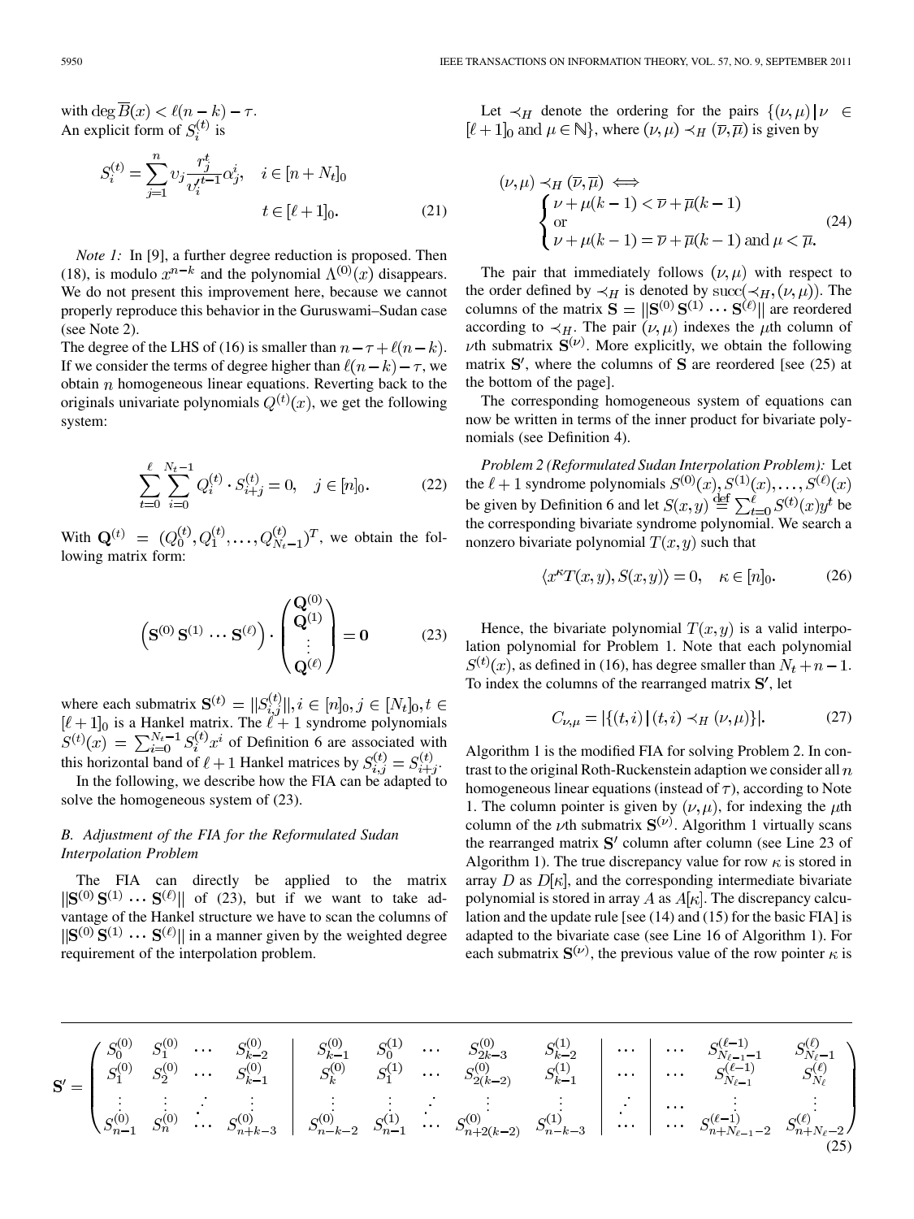with $\deg \overline{B}(x) < \ell(n-k) - \tau$.

An explicit form of $S_i^{(t)}$ is

$$S_i^{(t)} = \sum_{j=1}^{n} \upsilon_j \frac{r_j^t}{\upsilon_i'^{t-1}} \alpha_j^i, \quad i \in [n+N_t]_0 \qquad t \in [\ell+1]_0. \tag{21}$$

*Note 1:* In [9], a further degree reduction is proposed. Then (18), is modulo $x^{n-k}$ and the polynomial $\Lambda^{(0)}(x)$ disappears. We do not present this improvement here, because we cannot properly reproduce this behavior in the Guruswami–Sudan case (see Note 2).

The degree of the LHS of (16) is smaller than $n - \tau + \ell(n-k)$. If we consider the terms of degree higher than $\ell(n-k) - \tau$, we obtain $n$ homogeneous linear equations. Reverting back to the originals univariate polynomials $Q^{(t)}(x)$, we get the following system:

$$\sum_{t=0}^{\ell} \sum_{i=0}^{N_t - 1} Q_i^{(t)} \cdot S_{i+j}^{(t)} = 0, \quad j \in [n]_0. \tag{22}$$

With $\mathbf{Q}^{(t)} = (Q_0^{(t)}, Q_1^{(t)}, \ldots, Q_{N_t-1}^{(t)})^T$, we obtain the following matrix form:

$$\left( \mathbf{S}^{(0)}\, \mathbf{S}^{(1)} \cdots \mathbf{S}^{(\ell)} \right) \cdot \begin{pmatrix} \mathbf{Q}^{(0)} \\ \mathbf{Q}^{(1)} \\ \vdots \\ \mathbf{Q}^{(\ell)} \end{pmatrix} = \mathbf{0} \tag{23}$$

where each submatrix $\mathbf{S}^{(t)} = ||S_{i,j}^{(t)}||, i \in [n]_0, j \in [N_t]_0, t \in [\ell+1]_0$ is a Hankel matrix. The $\ell + 1$ syndrome polynomials $S^{(t)}(x) = \sum_{i=0}^{N_t - 1} S_i^{(t)} x^i$ of Definition 6 are associated with this horizontal band of $\ell + 1$ Hankel matrices by $S_{i,j}^{(t)} = S_{i+j}^{(t)}$.

In the following, we describe how the FIA can be adapted to solve the homogeneous system of (23).

## B. Adjustment of the FIA for the Reformulated Sudan Interpolation Problem

The FIA can directly be applied to the matrix $||\mathbf{S}^{(0)}\, \mathbf{S}^{(1)} \cdots \mathbf{S}^{(\ell)}||$ of (23), but if we want to take advantage of the Hankel structure we have to scan the columns of $||\mathbf{S}^{(0)}\, \mathbf{S}^{(1)} \cdots \mathbf{S}^{(\ell)}||$ in a manner given by the weighted degree requirement of the interpolation problem.

Let $\prec_H$ denote the ordering for the pairs $\{(\nu, \mu) \,|\, \nu \in [\ell+1]_0 \text{ and } \mu \in \mathbb{N}\}$, where $(\nu, \mu) \prec_H (\overline{\nu}, \overline{\mu})$ is given by

$$(\nu, \mu) \prec_H (\overline{\nu}, \overline{\mu}) \iff \begin{cases} \nu + \mu(k-1) < \overline{\nu} + \overline{\mu}(k-1) \\ \text{or} \\ \nu + \mu(k-1) = \overline{\nu} + \overline{\mu}(k-1) \text{ and } \mu < \overline{\mu}. \end{cases} \tag{24}$$

The pair that immediately follows $(\nu, \mu)$ with respect to the order defined by $\prec_H$ is denoted by $\operatorname{succ}(\prec_H, (\nu, \mu))$. The columns of the matrix $\mathbf{S} = ||\mathbf{S}^{(0)}\, \mathbf{S}^{(1)} \cdots \mathbf{S}^{(\ell)}||$ are reordered according to $\prec_H$. The pair $(\nu, \mu)$ indexes the $\mu$th column of $\nu$th submatrix $\mathbf{S}^{(\nu)}$. More explicitly, we obtain the following matrix $\mathbf{S}'$, where the columns of $\mathbf{S}$ are reordered [see (25) at the bottom of the page].

The corresponding homogeneous system of equations can now be written in terms of the inner product for bivariate polynomials (see Definition 4).

*Problem 2 (Reformulated Sudan Interpolation Problem):* Let the $\ell + 1$ syndrome polynomials $S^{(0)}(x), S^{(1)}(x), \ldots, S^{(\ell)}(x)$ be given by Definition 6 and let $S(x,y) \stackrel{\text{def}}{=} \sum_{t=0}^{\ell} S^{(t)}(x) y^t$ be the corresponding bivariate syndrome polynomial. We search a nonzero bivariate polynomial $T(x,y)$ such that

$$\langle x^\kappa T(x,y), S(x,y) \rangle = 0, \quad \kappa \in [n]_0. \tag{26}$$

Hence, the bivariate polynomial $T(x,y)$ is a valid interpolation polynomial for Problem 1. Note that each polynomial $S^{(t)}(x)$, as defined in (16), has degree smaller than $N_t + n - 1$. To index the columns of the rearranged matrix $\mathbf{S}'$, let

$$C_{\nu,\mu} = |\{(t,i) \,|\, (t,i) \prec_H (\nu, \mu)\}|. \tag{27}$$

Algorithm 1 is the modified FIA for solving Problem 2. In contrast to the original Roth-Ruckenstein adaption we consider all $n$ homogeneous linear equations (instead of $\tau$), according to Note 1. The column pointer is given by $(\nu, \mu)$, for indexing the $\mu$th column of the $\nu$th submatrix $\mathbf{S}^{(\nu)}$. Algorithm 1 virtually scans the rearranged matrix $\mathbf{S}'$ column after column (see Line 23 of Algorithm 1). The true discrepancy value for row $\kappa$ is stored in array $D$ as $D[\kappa]$, and the corresponding intermediate bivariate polynomial is stored in array $A$ as $A[\kappa]$. The discrepancy calculation and the update rule [see (14) and (15) for the basic FIA] is adapted to the bivariate case (see Line 16 of Algorithm 1). For each submatrix $\mathbf{S}^{(\nu)}$, the previous value of the row pointer $\kappa$ is

$$\mathbf{S}' = \left( \begin{array}{cccc|ccccc|c|ccc} S_0^{(0)} & S_1^{(0)} & \cdots & S_{k-2}^{(0)} & S_{k-1}^{(0)} & S_0^{(1)} & \cdots & S_{2k-3}^{(0)} & S_{k-2}^{(1)} & \cdots & \cdots & S_{N_{\ell-1}-1}^{(\ell-1)} & S_{N_\ell - 1}^{(\ell)} \\ S_1^{(0)} & S_2^{(0)} & \cdots & S_{k-1}^{(0)} & S_k^{(0)} & S_1^{(1)} & \cdots & S_{2(k-2)}^{(0)} & S_{k-1}^{(1)} & \cdots & \cdots & S_{N_{\ell-1}}^{(\ell-1)} & S_{N_\ell}^{(\ell)} \\ \vdots & \vdots & \ddots & \vdots & \vdots & \vdots & \ddots & \vdots & \vdots & \ddots & \cdots & \vdots & \vdots \\ S_{n-1}^{(0)} & S_n^{(0)} & \cdots & S_{n+k-3}^{(0)} & S_{n-k-2}^{(0)} & S_{n-1}^{(1)} & \cdots & S_{n+2(k-2)}^{(0)} & S_{n-k-3}^{(1)} & \cdots & \cdots & S_{n+N_{\ell-1}-2}^{(\ell-1)} & S_{n+N_\ell-2}^{(\ell)} \end{array} \right) \tag{25}$$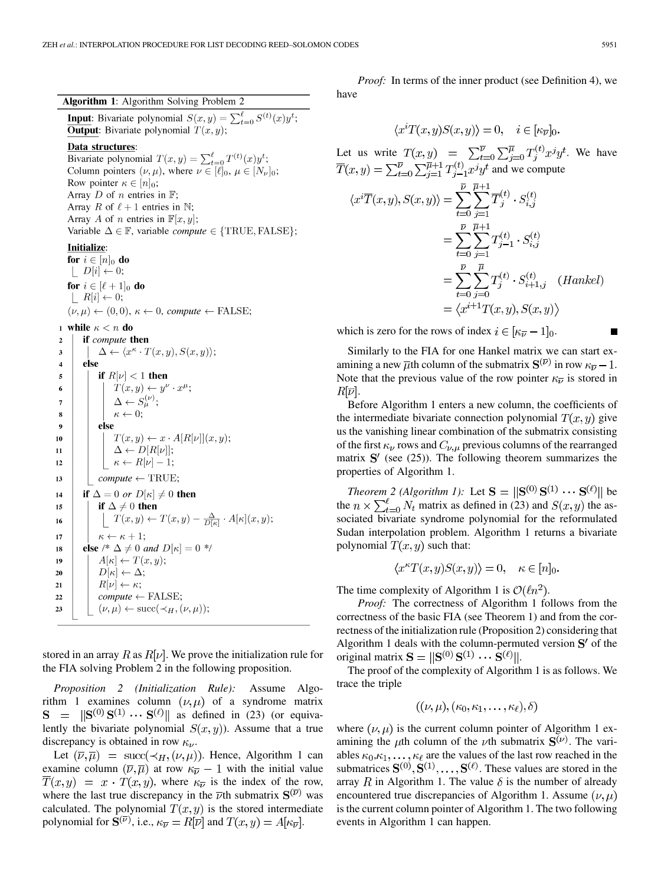**Algorithm 1**: Algorithm Solving Problem 2

```
Input: Bivariate polynomial S(x,y) = Σ_{t=0}^{ℓ} S^{(t)}(x) y^t;
Output: Bivariate polynomial T(x,y);

Data structures:
Bivariate polynomial T(x,y) = Σ_{t=0}^{ℓ} T^{(t)}(x) y^t;
Column pointers (ν, μ), where ν ∈ [ℓ]_0, μ ∈ [N_ν]_0;
Row pointer κ ∈ [n]_0;
Array D of n entries in F;
Array R of ℓ+1 entries in N;
Array A of n entries in F[x,y];
Variable Δ ∈ F, variable compute ∈ {TRUE, FALSE};

Initialize:
for i ∈ [n]_0 do
    D[i] ← 0;
for i ∈ [ℓ+1]_0 do
    R[i] ← 0;
(ν, μ) ← (0,0), κ ← 0, compute ← FALSE;

 1 while κ < n do
 2     if compute then
 3         Δ ← ⟨x^κ · T(x,y), S(x,y)⟩;
 4     else
 5         if R[ν] < 1 then
 6             T(x,y) ← y^ν · x^μ;
 7             Δ ← S_μ^{(ν)};
 8             κ ← 0;
 9         else
10             T(x,y) ← x · A[R[ν]](x,y);
11             Δ ← D[R[ν]];
12             κ ← R[ν] − 1;
13         compute ← TRUE;
14     if Δ = 0 or D[κ] ≠ 0 then
15         if Δ ≠ 0 then
16             T(x,y) ← T(x,y) − Δ/D[κ] · A[κ](x,y);
17         κ ← κ + 1;
18     else /* Δ ≠ 0 and D[κ] = 0 */
19         A[κ] ← T(x,y);
20         D[κ] ← Δ;
21         R[ν] ← κ;
22         compute ← FALSE;
23         (ν, μ) ← succ(≺_H, (ν, μ));
```

stored in an array $R$ as $R[\nu]$. We prove the initialization rule for the FIA solving Problem 2 in the following proposition.

*Proposition 2 (Initialization Rule):* Assume Algorithm 1 examines column $(\nu,\mu)$ of a syndrome matrix $\mathbf{S} = \|\mathbf{S}^{(0)}\,\mathbf{S}^{(1)}\cdots\mathbf{S}^{(\ell)}\|$ as defined in (23) (or equivalently the bivariate polynomial $S(x,y)$). Assume that a true discrepancy is obtained in row $\kappa_\nu$.

Let $(\overline{\nu},\overline{\mu}) = \mathrm{succ}(\prec_H,(\nu,\mu))$. Hence, Algorithm 1 can examine column $(\overline{\nu},\overline{\mu})$ at row $\kappa_{\overline{\nu}}-1$ with the initial value $\overline{T}(x,y) = x\cdot T(x,y)$, where $\kappa_{\overline{\nu}}$ is the index of the row, where the last true discrepancy in the $\overline{\nu}$th submatrix $\mathbf{S}^{(\overline{\nu})}$ was calculated. The polynomial $T(x,y)$ is the stored intermediate polynomial for $\mathbf{S}^{(\overline{\nu})}$, i.e., $\kappa_{\overline{\nu}} = R[\overline{\nu}]$ and $T(x,y) = A[\kappa_{\overline{\nu}}]$.

*Proof:* In terms of the inner product (see Definition 4), we have

$$\langle x^i T(x,y) S(x,y)\rangle = 0, \quad i\in[\kappa_{\overline{\nu}}]_0.$$

Let us write $T(x,y) = \sum_{t=0}^{\overline{\nu}}\sum_{j=0}^{\overline{\mu}} T_j^{(t)} x^j y^t$. We have $\overline{T}(x,y) = \sum_{t=0}^{\overline{\nu}}\sum_{j=1}^{\overline{\mu}+1} T_{j-1}^{(t)} x^j y^t$ and we compute

$$\begin{aligned}
\langle x^i \overline{T}(x,y), S(x,y)\rangle &= \sum_{t=0}^{\overline{\nu}}\sum_{j=1}^{\overline{\mu}+1} \overline{T}_j^{(t)}\cdot S_{i,j}^{(t)}\\
&= \sum_{t=0}^{\overline{\nu}}\sum_{j=1}^{\overline{\mu}+1} T_{j-1}^{(t)}\cdot S_{i,j}^{(t)}\\
&= \sum_{t=0}^{\overline{\nu}}\sum_{j=0}^{\overline{\mu}} T_{j}^{(t)}\cdot S_{i+1,j}^{(t)} \quad (Hankel)\\
&= \langle x^{i+1} T(x,y), S(x,y)\rangle
\end{aligned}$$

which is zero for the rows of index $i\in[\kappa_{\overline{\nu}}-1]_0$. ■

Similarly to the FIA for one Hankel matrix we can start examining a new $\overline{\mu}$th column of the submatrix $\mathbf{S}^{(\overline{\nu})}$ in row $\kappa_{\overline{\nu}}-1$. Note that the previous value of the row pointer $\kappa_{\overline{\nu}}$ is stored in $R[\overline{\nu}]$.

Before Algorithm 1 enters a new column, the coefficients of the intermediate bivariate connection polynomial $T(x,y)$ give us the vanishing linear combination of the submatrix consisting of the first $\kappa_\nu$ rows and $C_{\nu,\mu}$ previous columns of the rearranged matrix $\mathbf{S}'$ (see (25)). The following theorem summarizes the properties of Algorithm 1.

*Theorem 2 (Algorithm 1):* Let $\mathbf{S} = \|\mathbf{S}^{(0)}\,\mathbf{S}^{(1)}\cdots\mathbf{S}^{(\ell)}\|$ be the $n\times\sum_{t=0}^{\ell}N_t$ matrix as defined in (23) and $S(x,y)$ the associated bivariate syndrome polynomial for the reformulated Sudan interpolation problem. Algorithm 1 returns a bivariate polynomial $T(x,y)$ such that:

$$\langle x^\kappa T(x,y) S(x,y)\rangle = 0, \quad \kappa\in[n]_0.$$

The time complexity of Algorithm 1 is $\mathcal{O}(\ell n^2)$.

*Proof:* The correctness of Algorithm 1 follows from the correctness of the basic FIA (see Theorem 1) and from the correctness of the initialization rule (Proposition 2) considering that Algorithm 1 deals with the column-permuted version $\mathbf{S}'$ of the original matrix $\mathbf{S} = \|\mathbf{S}^{(0)}\,\mathbf{S}^{(1)}\cdots\mathbf{S}^{(\ell)}\|$.

The proof of the complexity of Algorithm 1 is as follows. We trace the triple

$$((\nu,\mu),(\kappa_0,\kappa_1,\ldots,\kappa_\ell),\delta)$$

where $(\nu,\mu)$ is the current column pointer of Algorithm 1 examining the $\mu$th column of the $\nu$th submatrix $\mathbf{S}^{(\nu)}$. The variables $\kappa_0,\kappa_1,\ldots,\kappa_\ell$ are the values of the last row reached in the submatrices $\mathbf{S}^{(0)},\mathbf{S}^{(1)},\ldots,\mathbf{S}^{(\ell)}$. These values are stored in the array $R$ in Algorithm 1. The value $\delta$ is the number of already encountered true discrepancies of Algorithm 1. Assume $(\nu,\mu)$ is the current column pointer of Algorithm 1. The two following events in Algorithm 1 can happen.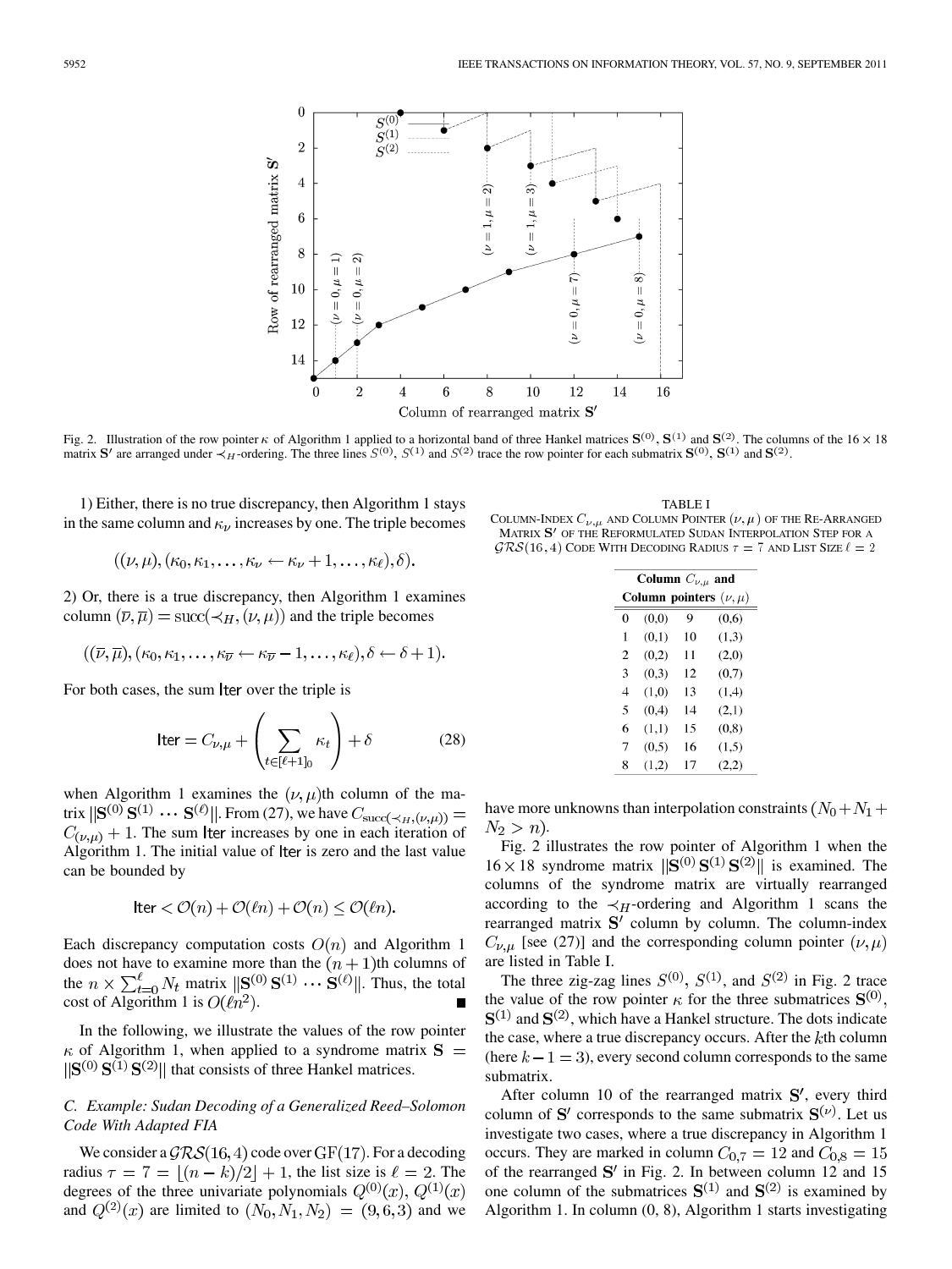Fig. 2. Illustration of the row pointer $\kappa$ of Algorithm 1 applied to a horizontal band of three Hankel matrices $\mathbf{S}^{(0)}$, $\mathbf{S}^{(1)}$ and $\mathbf{S}^{(2)}$. The columns of the $16 \times 18$ matrix $\mathbf{S}'$ are arranged under $\prec_H$-ordering. The three lines $S^{(0)}$, $S^{(1)}$ and $S^{(2)}$ trace the row pointer for each submatrix $\mathbf{S}^{(0)}$, $\mathbf{S}^{(1)}$ and $\mathbf{S}^{(2)}$.

1) Either, there is no true discrepancy, then Algorithm 1 stays in the same column and $\kappa_\nu$ increases by one. The triple becomes

$$((\nu,\mu),(\kappa_0,\kappa_1,\ldots,\kappa_\nu \leftarrow \kappa_\nu+1,\ldots,\kappa_\ell),\delta).$$

2) Or, there is a true discrepancy, then Algorithm 1 examines column $(\overline{\nu},\overline{\mu}) = \mathrm{succ}(\prec_H,(\nu,\mu))$ and the triple becomes

$$((\overline{\nu},\overline{\mu}),(\kappa_0,\kappa_1,\ldots,\kappa_{\overline{\nu}} \leftarrow \kappa_{\overline{\nu}}-1,\ldots,\kappa_\ell),\delta \leftarrow \delta+1).$$

For both cases, the sum $\mathsf{Iter}$ over the triple is

$$\mathsf{Iter} = C_{\nu,\mu} + \left(\sum_{t\in[\ell+1]_0} \kappa_t\right) + \delta \tag{28}$$

when Algorithm 1 examines the $(\nu,\mu)$th column of the matrix $\|\mathbf{S}^{(0)}\,\mathbf{S}^{(1)}\,\cdots\,\mathbf{S}^{(\ell)}\|$. From (27), we have $C_{\mathrm{succ}(\prec_H,(\nu,\mu))} = C_{(\nu,\mu)}+1$. The sum $\mathsf{Iter}$ increases by one in each iteration of Algorithm 1. The initial value of $\mathsf{Iter}$ is zero and the last value can be bounded by

$$\mathsf{Iter} < \mathcal{O}(n) + \mathcal{O}(\ell n) + \mathcal{O}(n) \leq \mathcal{O}(\ell n).$$

Each discrepancy computation costs $O(n)$ and Algorithm 1 does not have to examine more than the $(n+1)$th columns of the $n \times \sum_{t=0}^{\ell} N_t$ matrix $\|\mathbf{S}^{(0)}\,\mathbf{S}^{(1)}\,\cdots\,\mathbf{S}^{(\ell)}\|$. Thus, the total cost of Algorithm 1 is $O(\ell n^2)$. ∎

In the following, we illustrate the values of the row pointer $\kappa$ of Algorithm 1, when applied to a syndrome matrix $\mathbf{S} = \|\mathbf{S}^{(0)}\,\mathbf{S}^{(1)}\,\mathbf{S}^{(2)}\|$ that consists of three Hankel matrices.

### C. Example: Sudan Decoding of a Generalized Reed–Solomon Code With Adapted FIA

We consider a $\mathcal{GRS}(16,4)$ code over $\mathrm{GF}(17)$. For a decoding radius $\tau = 7 = \lfloor (n-k)/2 \rfloor + 1$, the list size is $\ell = 2$. The degrees of the three univariate polynomials $Q^{(0)}(x)$, $Q^{(1)}(x)$ and $Q^{(2)}(x)$ are limited to $(N_0,N_1,N_2) = (9,6,3)$ and we have more unknowns than interpolation constraints $(N_0+N_1+N_2 > n)$.

TABLE I
COLUMN-INDEX $C_{\nu,\mu}$ AND COLUMN POINTER $(\nu,\mu)$ OF THE RE-ARRANGED MATRIX $\mathbf{S}'$ OF THE REFORMULATED SUDAN INTERPOLATION STEP FOR A $\mathcal{GRS}(16,4)$ CODE WITH DECODING RADIUS $\tau = 7$ AND LIST SIZE $\ell = 2$

| Column $C_{\nu,\mu}$ and | | | |
|---|---|---|---|
| **Column pointers** $(\nu,\mu)$ | | | |
| 0 | (0,0) | 9 | (0,6) |
| 1 | (0,1) | 10 | (1,3) |
| 2 | (0,2) | 11 | (2,0) |
| 3 | (0,3) | 12 | (0,7) |
| 4 | (1,0) | 13 | (1,4) |
| 5 | (0,4) | 14 | (2,1) |
| 6 | (1,1) | 15 | (0,8) |
| 7 | (0,5) | 16 | (1,5) |
| 8 | (1,2) | 17 | (2,2) |

Fig. 2 illustrates the row pointer of Algorithm 1 when the $16 \times 18$ syndrome matrix $\|\mathbf{S}^{(0)}\,\mathbf{S}^{(1)}\,\mathbf{S}^{(2)}\|$ is examined. The columns of the syndrome matrix are virtually rearranged according to the $\prec_H$-ordering and Algorithm 1 scans the rearranged matrix $\mathbf{S}'$ column by column. The column-index $C_{\nu,\mu}$ [see (27)] and the corresponding column pointer $(\nu,\mu)$ are listed in Table I.

The three zig-zag lines $S^{(0)}$, $S^{(1)}$, and $S^{(2)}$ in Fig. 2 trace the value of the row pointer $\kappa$ for the three submatrices $\mathbf{S}^{(0)}$, $\mathbf{S}^{(1)}$ and $\mathbf{S}^{(2)}$, which have a Hankel structure. The dots indicate the case, where a true discrepancy occurs. After the $k$th column (here $k-1=3$), every second column corresponds to the same submatrix.

After column 10 of the rearranged matrix $\mathbf{S}'$, every third column of $\mathbf{S}'$ corresponds to the same submatrix $\mathbf{S}^{(\nu)}$. Let us investigate two cases, where a true discrepancy in Algorithm 1 occurs. They are marked in column $C_{0,7} = 12$ and $C_{0,8} = 15$ of the rearranged $\mathbf{S}'$ in Fig. 2. In between column 12 and 15 one column of the submatrices $\mathbf{S}^{(1)}$ and $\mathbf{S}^{(2)}$ is examined by Algorithm 1. In column (0, 8), Algorithm 1 starts investigating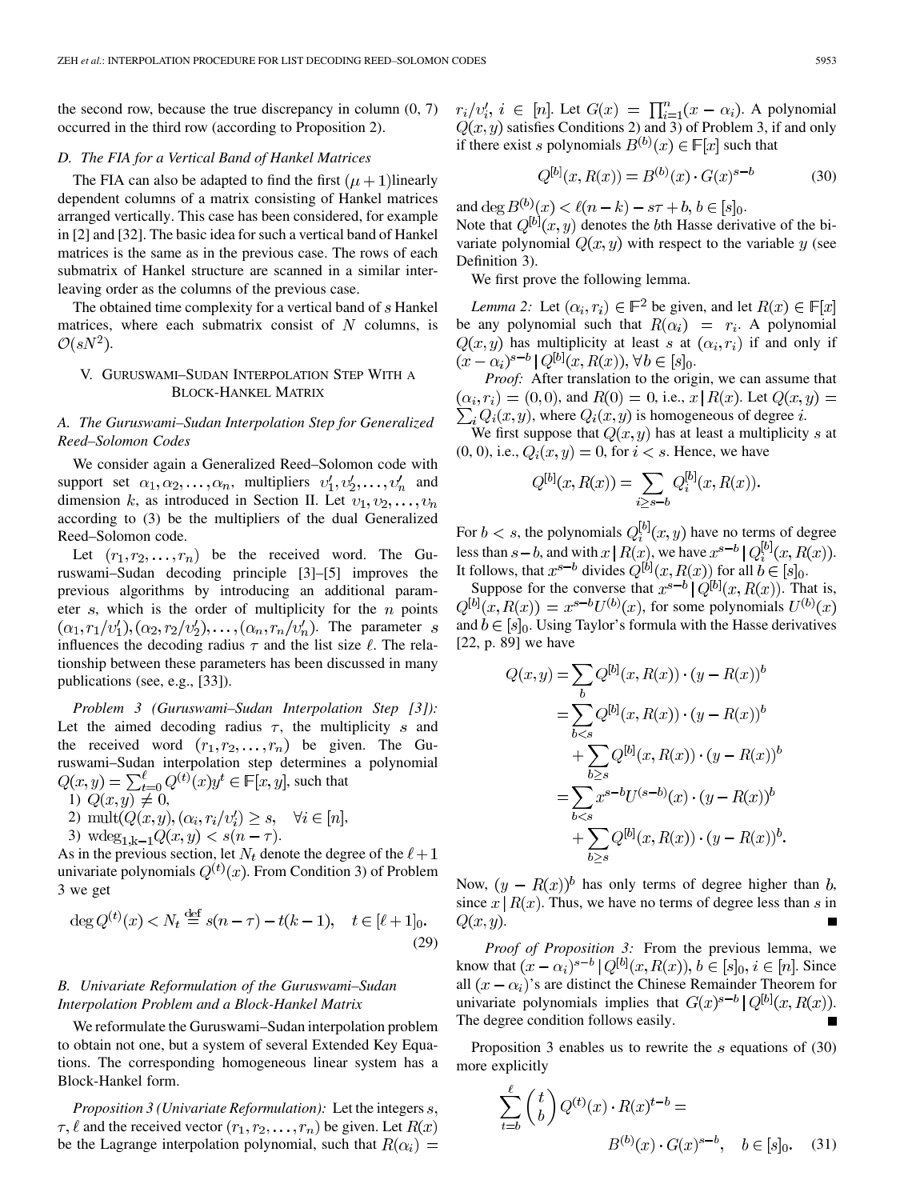the second row, because the true discrepancy in column (0, 7) occurred in the third row (according to Proposition 2).

### D. The FIA for a Vertical Band of Hankel Matrices

The FIA can also be adapted to find the first $(\mu+1)$linearly dependent columns of a matrix consisting of Hankel matrices arranged vertically. This case has been considered, for example in [2] and [32]. The basic idea for such a vertical band of Hankel matrices is the same as in the previous case. The rows of each submatrix of Hankel structure are scanned in a similar interleaving order as the columns of the previous case.

The obtained time complexity for a vertical band of $s$ Hankel matrices, where each submatrix consist of $N$ columns, is $\mathcal{O}(sN^2)$.

## V. Guruswami–Sudan Interpolation Step With a Block-Hankel Matrix

### A. The Guruswami–Sudan Interpolation Step for Generalized Reed–Solomon Codes

We consider again a Generalized Reed–Solomon code with support set $\alpha_1, \alpha_2, \ldots, \alpha_n$, multipliers $v'_1, v'_2, \ldots, v'_n$ and dimension $k$, as introduced in Section II. Let $v_1, v_2, \ldots, v_n$ according to (3) be the multipliers of the dual Generalized Reed–Solomon code.

Let $(r_1, r_2, \ldots, r_n)$ be the received word. The Guruswami–Sudan decoding principle [3]–[5] improves the previous algorithms by introducing an additional parameter $s$, which is the order of multiplicity for the $n$ points $(\alpha_1, r_1/v'_1), (\alpha_2, r_2/v'_2), \ldots, (\alpha_n, r_n/v'_n)$. The parameter $s$ influences the decoding radius $\tau$ and the list size $\ell$. The relationship between these parameters has been discussed in many publications (see, e.g., [33]).

*Problem 3 (Guruswami–Sudan Interpolation Step [3]):* Let the aimed decoding radius $\tau$, the multiplicity $s$ and the received word $(r_1, r_2, \ldots, r_n)$ be given. The Guruswami–Sudan interpolation step determines a polynomial $Q(x,y) = \sum_{t=0}^{\ell} Q^{(t)}(x) y^t \in \mathbb{F}[x,y]$, such that

1) $Q(x,y) \neq 0$,
2) $\operatorname{mult}(Q(x,y), (\alpha_i, r_i/v'_i)) \geq s, \quad \forall i \in [n]$,
3) $\operatorname{wdeg}_{1,k-1} Q(x,y) < s(n-\tau)$.

As in the previous section, let $N_t$ denote the degree of the $\ell+1$ univariate polynomials $Q^{(t)}(x)$. From Condition 3) of Problem 3 we get

$$\deg Q^{(t)}(x) < N_t \stackrel{\text{def}}{=} s(n-\tau) - t(k-1), \quad t \in [\ell+1]_0. \tag{29}$$

### B. Univariate Reformulation of the Guruswami–Sudan Interpolation Problem and a Block-Hankel Matrix

We reformulate the Guruswami–Sudan interpolation problem to obtain not one, but a system of several Extended Key Equations. The corresponding homogeneous linear system has a Block-Hankel form.

*Proposition 3 (Univariate Reformulation):* Let the integers $s$, $\tau$, $\ell$ and the received vector $(r_1, r_2, \ldots, r_n)$ be given. Let $R(x)$ be the Lagrange interpolation polynomial, such that $R(\alpha_i) = r_i/v'_i$, $i \in [n]$. Let $G(x) = \prod_{i=1}^{n}(x-\alpha_i)$. A polynomial $Q(x,y)$ satisfies Conditions 2) and 3) of Problem 3, if and only if there exist $s$ polynomials $B^{(b)}(x) \in \mathbb{F}[x]$ such that

$$Q^{[b]}(x, R(x)) = B^{(b)}(x) \cdot G(x)^{s-b} \tag{30}$$

and $\deg B^{(b)}(x) < \ell(n-k) - s\tau + b$, $b \in [s]_0$.
Note that $Q^{[b]}(x,y)$ denotes the $b$th Hasse derivative of the bivariate polynomial $Q(x,y)$ with respect to the variable $y$ (see Definition 3).

We first prove the following lemma.

*Lemma 2:* Let $(\alpha_i, r_i) \in \mathbb{F}^2$ be given, and let $R(x) \in \mathbb{F}[x]$ be any polynomial such that $R(\alpha_i) = r_i$. A polynomial $Q(x,y)$ has multiplicity at least $s$ at $(\alpha_i, r_i)$ if and only if $(x-\alpha_i)^{s-b} \mid Q^{[b]}(x, R(x)), \forall b \in [s]_0$.

*Proof:* After translation to the origin, we can assume that $(\alpha_i, r_i) = (0,0)$, and $R(0) = 0$, i.e., $x \mid R(x)$. Let $Q(x,y) = \sum_i Q_i(x,y)$, where $Q_i(x,y)$ is homogeneous of degree $i$.

We first suppose that $Q(x,y)$ has at least a multiplicity $s$ at $(0,0)$, i.e., $Q_i(x,y) = 0$, for $i < s$. Hence, we have

$$Q^{[b]}(x, R(x)) = \sum_{i \geq s-b} Q_i^{[b]}(x, R(x)).$$

For $b < s$, the polynomials $Q_i^{[b]}(x,y)$ have no terms of degree less than $s-b$, and with $x \mid R(x)$, we have $x^{s-b} \mid Q_i^{[b]}(x, R(x))$. It follows, that $x^{s-b}$ divides $Q^{[b]}(x, R(x))$ for all $b \in [s]_0$.

Suppose for the converse that $x^{s-b} \mid Q^{[b]}(x, R(x))$. That is, $Q^{[b]}(x, R(x)) = x^{s-b} U^{(b)}(x)$, for some polynomials $U^{(b)}(x)$ and $b \in [s]_0$. Using Taylor's formula with the Hasse derivatives [22, p. 89] we have

$$\begin{aligned}
Q(x,y) &= \sum_b Q^{[b]}(x, R(x)) \cdot (y - R(x))^b \\
&= \sum_{b<s} Q^{[b]}(x, R(x)) \cdot (y - R(x))^b \\
&\quad + \sum_{b \geq s} Q^{[b]}(x, R(x)) \cdot (y - R(x))^b \\
&= \sum_{b<s} x^{s-b} U^{(s-b)}(x) \cdot (y - R(x))^b \\
&\quad + \sum_{b \geq s} Q^{[b]}(x, R(x)) \cdot (y - R(x))^b.
\end{aligned}$$

Now, $(y - R(x))^b$ has only terms of degree higher than $b$, since $x \mid R(x)$. Thus, we have no terms of degree less than $s$ in $Q(x,y)$. ∎

*Proof of Proposition 3:* From the previous lemma, we know that $(x-\alpha_i)^{s-b} \mid Q^{[b]}(x, R(x))$, $b \in [s]_0$, $i \in [n]$. Since all $(x-\alpha_i)$'s are distinct the Chinese Remainder Theorem for univariate polynomials implies that $G(x)^{s-b} \mid Q^{[b]}(x, R(x))$. The degree condition follows easily. ∎

Proposition 3 enables us to rewrite the $s$ equations of (30) more explicitly

$$\sum_{t=b}^{\ell} \binom{t}{b} Q^{(t)}(x) \cdot R(x)^{t-b} = B^{(b)}(x) \cdot G(x)^{s-b}, \quad b \in [s]_0. \tag{31}$$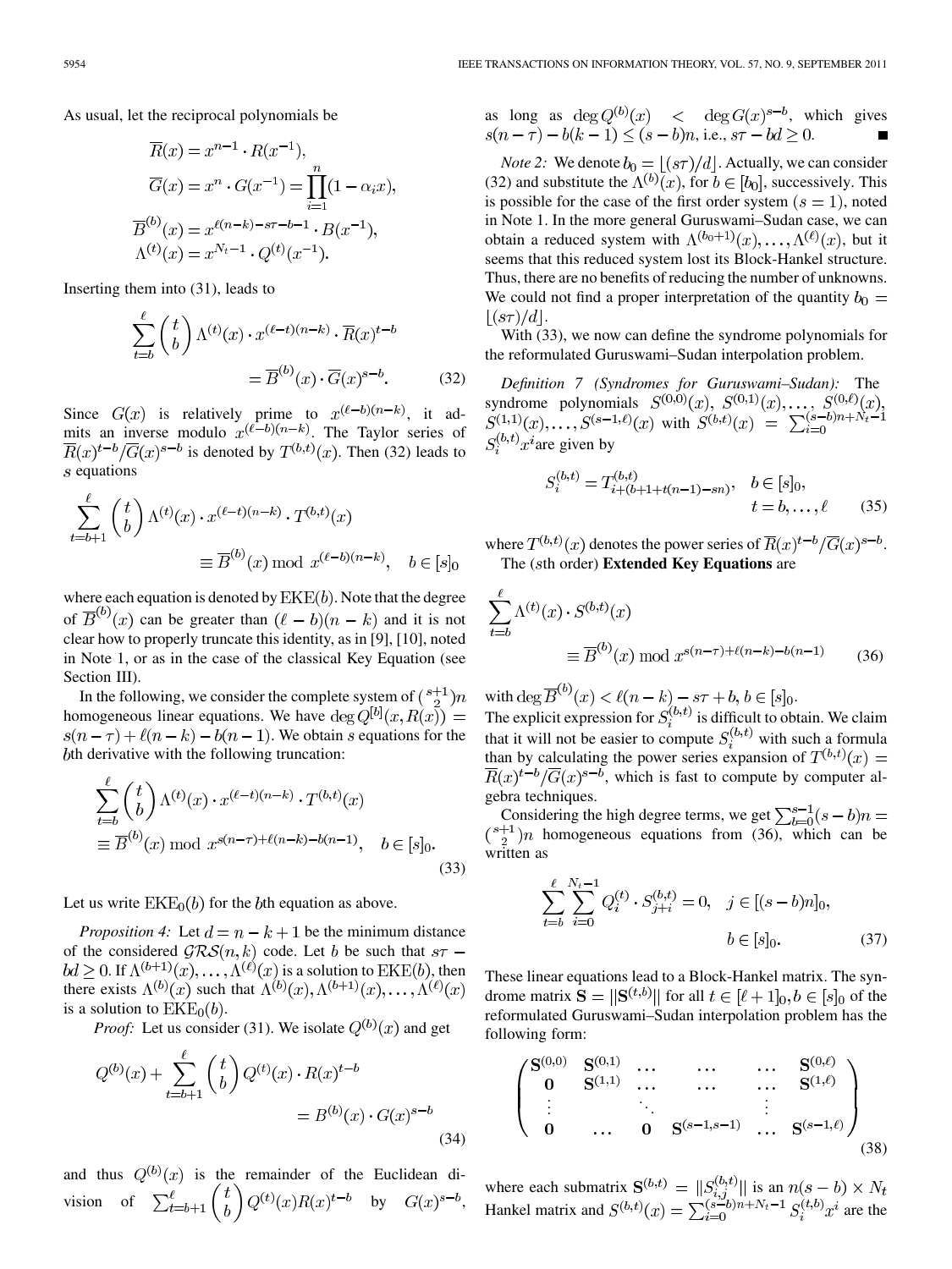As usual, let the reciprocal polynomials be

$$\overline{R}(x) = x^{n-1} \cdot R(x^{-1}),$$
$$\overline{G}(x) = x^{n} \cdot G(x^{-1}) = \prod_{i=1}^{n}(1-\alpha_i x),$$
$$\overline{B}^{(b)}(x) = x^{\ell(n-k)-s\tau-b-1} \cdot B(x^{-1}),$$
$$\Lambda^{(t)}(x) = x^{N_t-1} \cdot Q^{(t)}(x^{-1}).$$

Inserting them into (31), leads to

$$\sum_{t=b}^{\ell} \binom{t}{b} \Lambda^{(t)}(x) \cdot x^{(\ell-t)(n-k)} \cdot \overline{R}(x)^{t-b} = \overline{B}^{(b)}(x) \cdot \overline{G}(x)^{s-b}. \quad (32)$$

Since $G(x)$ is relatively prime to $x^{(\ell-b)(n-k)}$, it admits an inverse modulo $x^{(\ell-b)(n-k)}$. The Taylor series of $\overline{R}(x)^{t-b}/\overline{G}(x)^{s-b}$ is denoted by $T^{(b,t)}(x)$. Then (32) leads to $s$ equations

$$\sum_{t=b+1}^{\ell} \binom{t}{b} \Lambda^{(t)}(x) \cdot x^{(\ell-t)(n-k)} \cdot T^{(b,t)}(x) \equiv \overline{B}^{(b)}(x) \bmod x^{(\ell-b)(n-k)}, \quad b \in [s]_0$$

where each equation is denoted by $\mathrm{EKE}(b)$. Note that the degree of $\overline{B}^{(b)}(x)$ can be greater than $(\ell-b)(n-k)$ and it is not clear how to properly truncate this identity, as in [9], [10], noted in Note 1, or as in the case of the classical Key Equation (see Section III).

In the following, we consider the complete system of $\binom{s+1}{2}n$ homogeneous linear equations. We have $\deg Q^{[b]}(x, R(x)) = s(n-\tau) + \ell(n-k) - b(n-1)$. We obtain $s$ equations for the $b$th derivative with the following truncation:

$$\sum_{t=b}^{\ell} \binom{t}{b} \Lambda^{(t)}(x) \cdot x^{(\ell-t)(n-k)} \cdot T^{(b,t)}(x) \equiv \overline{B}^{(b)}(x) \bmod x^{s(n-\tau)+\ell(n-k)-b(n-1)}, \quad b \in [s]_0. \quad (33)$$

Let us write $\mathrm{EKE}_0(b)$ for the $b$th equation as above.

*Proposition 4:* Let $d = n-k+1$ be the minimum distance of the considered $\mathcal{GRS}(n,k)$ code. Let $b$ be such that $s\tau - bd \geq 0$. If $\Lambda^{(b+1)}(x), \dots, \Lambda^{(\ell)}(x)$ is a solution to $\mathrm{EKE}(b)$, then there exists $\Lambda^{(b)}(x)$ such that $\Lambda^{(b)}(x), \Lambda^{(b+1)}(x), \dots, \Lambda^{(\ell)}(x)$ is a solution to $\mathrm{EKE}_0(b)$.

*Proof:* Let us consider (31). We isolate $Q^{(b)}(x)$ and get

$$Q^{(b)}(x) + \sum_{t=b+1}^{\ell} \binom{t}{b} Q^{(t)}(x) \cdot R(x)^{t-b} = B^{(b)}(x) \cdot G(x)^{s-b} \quad (34)$$

and thus $Q^{(b)}(x)$ is the remainder of the Euclidean division of $\sum_{t=b+1}^{\ell} \binom{t}{b} Q^{(t)}(x) R(x)^{t-b}$ by $G(x)^{s-b}$, as long as $\deg Q^{(b)}(x) < \deg G(x)^{s-b}$, which gives $s(n-\tau) - b(k-1) \leq (s-b)n$, i.e., $s\tau - bd \geq 0$. ∎

*Note 2:* We denote $b_0 = \lfloor (s\tau)/d \rfloor$. Actually, we can consider (32) and substitute the $\Lambda^{(b)}(x)$, for $b \in [b_0]$, successively. This is possible for the case of the first order system $(s=1)$, noted in Note 1. In the more general Guruswami–Sudan case, we can obtain a reduced system with $\Lambda^{(b_0+1)}(x), \dots, \Lambda^{(\ell)}(x)$, but it seems that this reduced system lost its Block-Hankel structure. Thus, there are no benefits of reducing the number of unknowns. We could not find a proper interpretation of the quantity $b_0 = \lfloor (s\tau)/d \rfloor$.

With (33), we now can define the syndrome polynomials for the reformulated Guruswami–Sudan interpolation problem.

*Definition 7 (Syndromes for Guruswami–Sudan):* The syndrome polynomials $S^{(0,0)}(x), S^{(0,1)}(x), \dots, S^{(0,\ell)}(x), S^{(1,1)}(x), \dots, S^{(s-1,\ell)}(x)$ with $S^{(b,t)}(x) = \sum_{i=0}^{(s-b)n+N_t-1} S_i^{(b,t)} x^i$ are given by

$$S_i^{(b,t)} = T_{i+(b+1+t(n-1)-sn)}^{(b,t)}, \quad b \in [s]_0, \quad t = b, \dots, \ell \quad (35)$$

where $T^{(b,t)}(x)$ denotes the power series of $\overline{R}(x)^{t-b}/\overline{G}(x)^{s-b}$.

The ($s$th order) **Extended Key Equations** are

$$\sum_{t=b}^{\ell} \Lambda^{(t)}(x) \cdot S^{(b,t)}(x) \equiv \overline{B}^{(b)}(x) \bmod x^{s(n-\tau)+\ell(n-k)-b(n-1)} \quad (36)$$

with $\deg \overline{B}^{(b)}(x) < \ell(n-k) - s\tau + b$, $b \in [s]_0$.

The explicit expression for $S_i^{(b,t)}$ is difficult to obtain. We claim that it will not be easier to compute $S_i^{(b,t)}$ with such a formula than by calculating the power series expansion of $T^{(b,t)}(x) = \overline{R}(x)^{t-b}/\overline{G}(x)^{s-b}$, which is fast to compute by computer algebra techniques.

Considering the high degree terms, we get $\sum_{b=0}^{s-1}(s-b)n = \binom{s+1}{2}n$ homogeneous equations from (36), which can be written as

$$\sum_{t=b}^{\ell} \sum_{i=0}^{N_t-1} Q_i^{(t)} \cdot S_{j+i}^{(b,t)} = 0, \quad j \in [(s-b)n]_0, \quad b \in [s]_0. \quad (37)$$

These linear equations lead to a Block-Hankel matrix. The syndrome matrix $\mathbf{S} = \|\mathbf{S}^{(t,b)}\|$ for all $t \in [\ell+1]_0, b \in [s]_0$ of the reformulated Guruswami–Sudan interpolation problem has the following form:

$$\begin{pmatrix} \mathbf{S}^{(0,0)} & \mathbf{S}^{(0,1)} & \dots & \dots & \dots & \mathbf{S}^{(0,\ell)} \\ \mathbf{0} & \mathbf{S}^{(1,1)} & \dots & \dots & \dots & \mathbf{S}^{(1,\ell)} \\ \vdots & & \ddots & & \vdots & \\ \mathbf{0} & \dots & \mathbf{0} & \mathbf{S}^{(s-1,s-1)} & \dots & \mathbf{S}^{(s-1,\ell)} \end{pmatrix} \quad (38)$$

where each submatrix $\mathbf{S}^{(b,t)} = \|S_{i,j}^{(b,t)}\|$ is an $n(s-b) \times N_t$ Hankel matrix and $S^{(b,t)}(x) = \sum_{i=0}^{(s-b)n+N_t-1} S_i^{(t,b)} x^i$ are the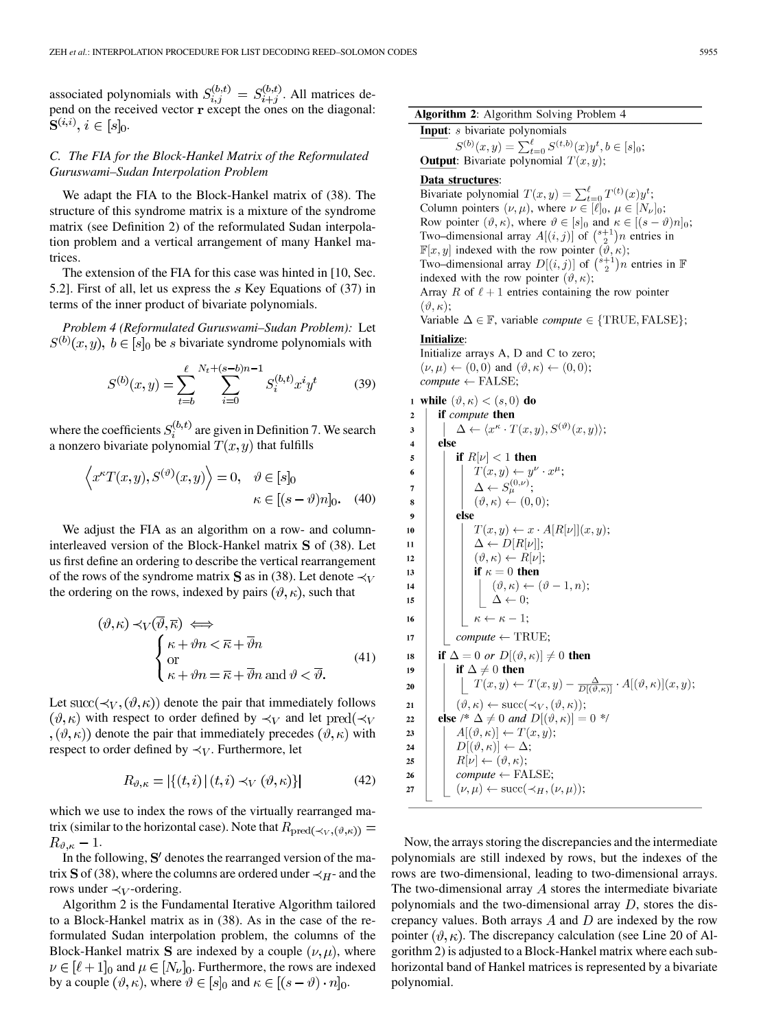associated polynomials with $S_{i,j}^{(b,t)} = S_{i+j}^{(b,t)}$. All matrices depend on the received vector $\mathbf{r}$ except the ones on the diagonal: $\mathbf{S}^{(i,i)}, i \in [s]_0$.

### C. The FIA for the Block-Hankel Matrix of the Reformulated Guruswami–Sudan Interpolation Problem

We adapt the FIA to the Block-Hankel matrix of (38). The structure of this syndrome matrix is a mixture of the syndrome matrix (see Definition 2) of the reformulated Sudan interpolation problem and a vertical arrangement of many Hankel matrices.

The extension of the FIA for this case was hinted in [10, Sec. 5.2]. First of all, let us express the $s$ Key Equations of (37) in terms of the inner product of bivariate polynomials.

*Problem 4 (Reformulated Guruswami–Sudan Problem):* Let $S^{(b)}(x,y),\ b \in [s]_0$ be $s$ bivariate syndrome polynomials with

$$S^{(b)}(x,y) = \sum_{t=b}^{\ell} \sum_{i=0}^{N_t+(s-b)n-1} S_i^{(b,t)} x^i y^t \tag{39}$$

where the coefficients $S_i^{(b,t)}$ are given in Definition 7. We search a nonzero bivariate polynomial $T(x,y)$ that fulfills

$$\left\langle x^{\kappa} T(x,y), S^{(\vartheta)}(x,y) \right\rangle = 0, \quad \vartheta \in [s]_0, \quad \kappa \in [(s-\vartheta)n]_0. \tag{40}$$

We adjust the FIA as an algorithm on a row- and column-interleaved version of the Block-Hankel matrix $\mathbf{S}$ of (38). Let us first define an ordering to describe the vertical rearrangement of the rows of the syndrome matrix $\mathbf{S}$ as in (38). Let denote $\prec_V$ the ordering on the rows, indexed by pairs $(\vartheta, \kappa)$, such that

$$(\vartheta,\kappa) \prec_V (\overline{\vartheta},\overline{\kappa}) \iff \begin{cases} \kappa + \vartheta n < \overline{\kappa} + \overline{\vartheta} n \\ \text{or} \\ \kappa + \vartheta n = \overline{\kappa} + \overline{\vartheta} n \text{ and } \vartheta < \overline{\vartheta}. \end{cases} \tag{41}$$

Let $\mathrm{succ}(\prec_V, (\vartheta,\kappa))$ denote the pair that immediately follows $(\vartheta,\kappa)$ with respect to order defined by $\prec_V$ and let $\mathrm{pred}(\prec_V, (\vartheta,\kappa))$ denote the pair that immediately precedes $(\vartheta,\kappa)$ with respect to order defined by $\prec_V$. Furthermore, let

$$R_{\vartheta,\kappa} = \left|\{(t,i) \mid (t,i) \prec_V (\vartheta,\kappa)\}\right| \tag{42}$$

which we use to index the rows of the virtually rearranged matrix (similar to the horizontal case). Note that $R_{\mathrm{pred}(\prec_V,(\vartheta,\kappa))} = R_{\vartheta,\kappa} - 1$.

In the following, $\mathbf{S}'$ denotes the rearranged version of the matrix $\mathbf{S}$ of (38), where the columns are ordered under $\prec_H$- and the rows under $\prec_V$-ordering.

Algorithm 2 is the Fundamental Iterative Algorithm tailored to a Block-Hankel matrix as in (38). As in the case of the reformulated Sudan interpolation problem, the columns of the Block-Hankel matrix $\mathbf{S}$ are indexed by a couple $(\nu, \mu)$, where $\nu \in [\ell+1]_0$ and $\mu \in [N_\nu]_0$. Furthermore, the rows are indexed by a couple $(\vartheta,\kappa)$, where $\vartheta \in [s]_0$ and $\kappa \in [(s-\vartheta)\cdot n]_0$.

**Algorithm 2**: Algorithm Solving Problem 4

**Input**: $s$ bivariate polynomials $S^{(b)}(x,y) = \sum_{t=0}^{\ell} S^{(t,b)}(x) y^t, b \in [s]_0$;
**Output**: Bivariate polynomial $T(x,y)$;

**Data structures**:
Bivariate polynomial $T(x,y) = \sum_{t=0}^{\ell} T^{(t)}(x) y^t$;
Column pointers $(\nu,\mu)$, where $\nu \in [\ell]_0$, $\mu \in [N_\nu]_0$;
Row pointer $(\vartheta,\kappa)$, where $\vartheta \in [s]_0$ and $\kappa \in [(s-\vartheta)n]_0$;
Two–dimensional array $A[(i,j)]$ of $\binom{s+1}{2}n$ entries in $\mathbb{F}[x,y]$ indexed with the row pointer $(\vartheta,\kappa)$;
Two–dimensional array $D[(i,j)]$ of $\binom{s+1}{2}n$ entries in $\mathbb{F}$ indexed with the row pointer $(\vartheta,\kappa)$;
Array $R$ of $\ell+1$ entries containing the row pointer $(\vartheta,\kappa)$;
Variable $\Delta \in \mathbb{F}$, variable *compute* $\in \{\text{TRUE}, \text{FALSE}\}$;

**Initialize**:
Initialize arrays A, D and C to zero;
$(\nu,\mu) \leftarrow (0,0)$ and $(\vartheta,\kappa) \leftarrow (0,0)$;
*compute* $\leftarrow$ FALSE;

```
1  while (ϑ,κ) < (s,0) do
2    if compute then
3      Δ ← ⟨x^κ · T(x,y), S^(ϑ)(x,y)⟩;
4    else
5      if R[ν] < 1 then
6        T(x,y) ← y^ν · x^μ;
7        Δ ← S_μ^(0,ν);
8        (ϑ,κ) ← (0,0);
9      else
10       T(x,y) ← x · A[R[ν]](x,y);
11       Δ ← D[R[ν]];
12       (ϑ,κ) ← R[ν];
13       if κ = 0 then
14         (ϑ,κ) ← (ϑ − 1, n);
15         Δ ← 0;
16       κ ← κ − 1;
17     compute ← TRUE;
18   if Δ = 0 or D[(ϑ,κ)] ≠ 0 then
19     if Δ ≠ 0 then
20       T(x,y) ← T(x,y) − Δ/D[(ϑ,κ)] · A[(ϑ,κ)](x,y);
21     (ϑ,κ) ← succ(≺_V, (ϑ,κ));
22   else /* Δ ≠ 0 and D[(ϑ,κ)] = 0 */
23     A[(ϑ,κ)] ← T(x,y);
24     D[(ϑ,κ)] ← Δ;
25     R[ν] ← (ϑ,κ);
26     compute ← FALSE;
27     (ν,μ) ← succ(≺_H, (ν,μ));
```

Now, the arrays storing the discrepancies and the intermediate polynomials are still indexed by rows, but the indexes of the rows are two-dimensional, leading to two-dimensional arrays. The two-dimensional array $A$ stores the intermediate bivariate polynomials and the two-dimensional array $D$, stores the discrepancy values. Both arrays $A$ and $D$ are indexed by the row pointer $(\vartheta,\kappa)$. The discrepancy calculation (see Line 20 of Algorithm 2) is adjusted to a Block-Hankel matrix where each sub-horizontal band of Hankel matrices is represented by a bivariate polynomial.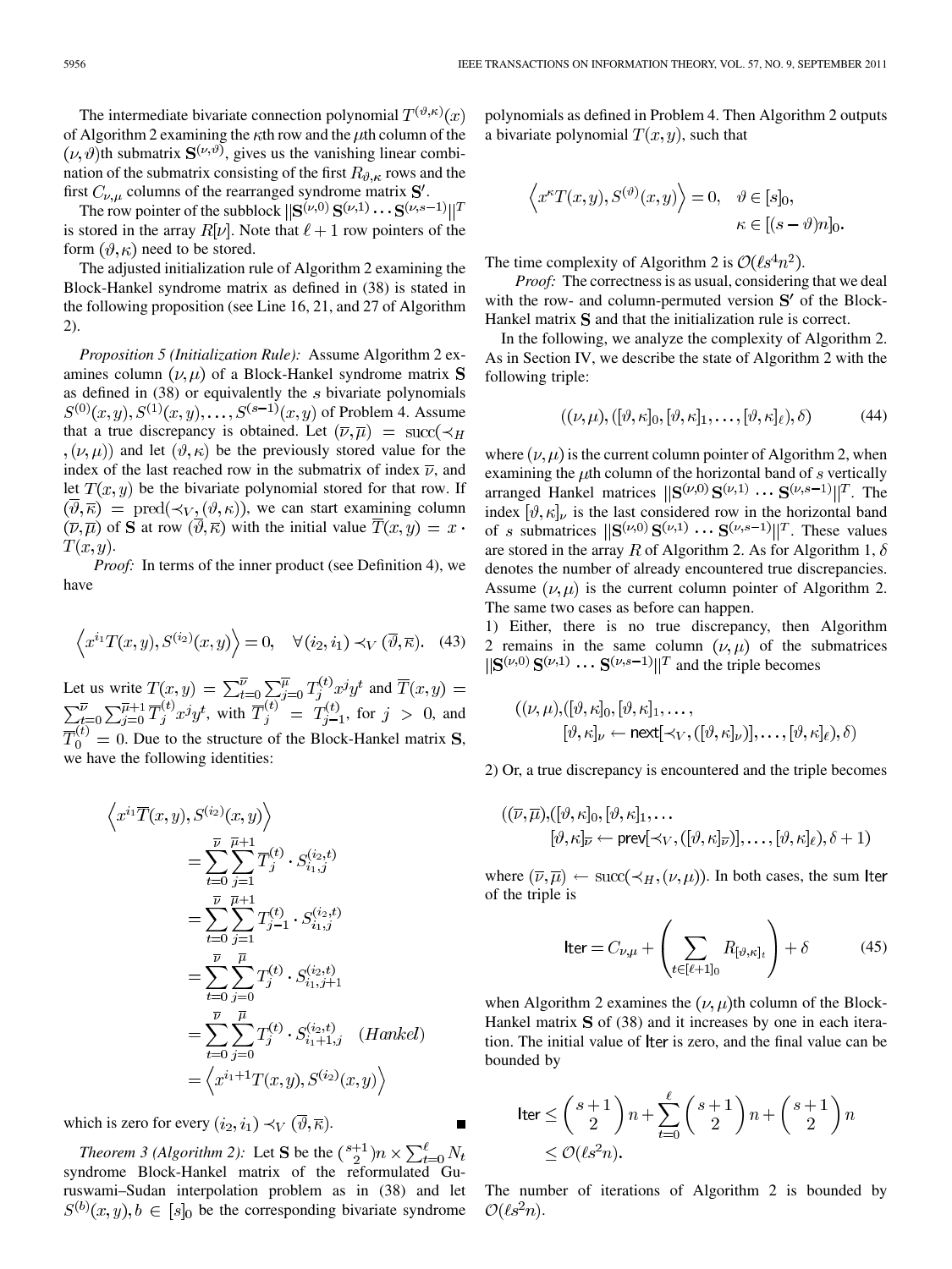The intermediate bivariate connection polynomial $T^{(\vartheta,\kappa)}(x)$ of Algorithm 2 examining the $\kappa$th row and the $\mu$th column of the $(\nu,\vartheta)$th submatrix $\mathbf{S}^{(\nu,\vartheta)}$, gives us the vanishing linear combination of the submatrix consisting of the first $R_{\vartheta,\kappa}$ rows and the first $C_{\nu,\mu}$ columns of the rearranged syndrome matrix $\mathbf{S}'$.

The row pointer of the subblock $||\mathbf{S}^{(\nu,0)}\,\mathbf{S}^{(\nu,1)}\cdots\mathbf{S}^{(\nu,s-1)}||^T$ is stored in the array $R[\nu]$. Note that $\ell+1$ row pointers of the form $(\vartheta,\kappa)$ need to be stored.

The adjusted initialization rule of Algorithm 2 examining the Block-Hankel syndrome matrix as defined in (38) is stated in the following proposition (see Line 16, 21, and 27 of Algorithm 2).

*Proposition 5 (Initialization Rule):* Assume Algorithm 2 examines column $(\nu,\mu)$ of a Block-Hankel syndrome matrix $\mathbf{S}$ as defined in (38) or equivalently the $s$ bivariate polynomials $S^{(0)}(x,y), S^{(1)}(x,y),\ldots,S^{(s-1)}(x,y)$ of Problem 4. Assume that a true discrepancy is obtained. Let $(\overline{\nu},\overline{\mu}) = \mathrm{succ}(\prec_H, (\nu,\mu))$ and let $(\vartheta,\kappa)$ be the previously stored value for the index of the last reached row in the submatrix of index $\overline{\nu}$, and let $T(x,y)$ be the bivariate polynomial stored for that row. If $(\overline{\vartheta},\overline{\kappa}) = \mathrm{pred}(\prec_V,(\vartheta,\kappa))$, we can start examining column $(\overline{\nu},\overline{\mu})$ of $\mathbf{S}$ at row $(\overline{\vartheta},\overline{\kappa})$ with the initial value $\overline{T}(x,y) = x\cdot T(x,y)$.

*Proof:* In terms of the inner product (see Definition 4), we have

$$\left\langle x^{i_1}T(x,y), S^{(i_2)}(x,y)\right\rangle = 0, \quad \forall (i_2,i_1)\prec_V(\overline{\vartheta},\overline{\kappa}). \tag{43}$$

Let us write $T(x,y) = \sum_{t=0}^{\overline{\nu}}\sum_{j=0}^{\overline{\mu}} T_j^{(t)}x^jy^t$ and $\overline{T}(x,y) = \sum_{t=0}^{\overline{\nu}}\sum_{j=0}^{\overline{\mu}+1}\overline{T}_j^{(t)}x^jy^t$, with $\overline{T}_j^{(t)} = T_{j-1}^{(t)}$, for $j>0$, and $\overline{T}_0^{(t)} = 0$. Due to the structure of the Block-Hankel matrix $\mathbf{S}$, we have the following identities:

$$\begin{aligned}
\left\langle x^{i_1}\overline{T}(x,y), S^{(i_2)}(x,y)\right\rangle
&= \sum_{t=0}^{\overline{\nu}}\sum_{j=1}^{\overline{\mu}+1}\overline{T}_j^{(t)}\cdot S_{i_1,j}^{(i_2,t)}\\
&= \sum_{t=0}^{\overline{\nu}}\sum_{j=1}^{\overline{\mu}+1}T_{j-1}^{(t)}\cdot S_{i_1,j}^{(i_2,t)}\\
&= \sum_{t=0}^{\overline{\nu}}\sum_{j=0}^{\overline{\mu}}T_{j}^{(t)}\cdot S_{i_1,j+1}^{(i_2,t)}\\
&= \sum_{t=0}^{\overline{\nu}}\sum_{j=0}^{\overline{\mu}}T_{j}^{(t)}\cdot S_{i_1+1,j}^{(i_2,t)} \quad (Hankel)\\
&= \left\langle x^{i_1+1}T(x,y), S^{(i_2)}(x,y)\right\rangle
\end{aligned}$$

which is zero for every $(i_2,i_1)\prec_V(\overline{\vartheta},\overline{\kappa})$. ■

*Theorem 3 (Algorithm 2):* Let $\mathbf{S}$ be the $\binom{s+1}{2}n\times\sum_{t=0}^{\ell}N_t$ syndrome Block-Hankel matrix of the reformulated Guruswami–Sudan interpolation problem as in (38) and let $S^{(b)}(x,y), b\in[s]_0$ be the corresponding bivariate syndrome polynomials as defined in Problem 4. Then Algorithm 2 outputs a bivariate polynomial $T(x,y)$, such that

$$\left\langle x^{\kappa}T(x,y), S^{(\vartheta)}(x,y)\right\rangle = 0, \quad \vartheta\in[s]_0,\ \kappa\in[(s-\vartheta)n]_0.$$

The time complexity of Algorithm 2 is $\mathcal{O}(\ell s^4 n^2)$.

*Proof:* The correctness is as usual, considering that we deal with the row- and column-permuted version $\mathbf{S}'$ of the Block-Hankel matrix $\mathbf{S}$ and that the initialization rule is correct.

In the following, we analyze the complexity of Algorithm 2. As in Section IV, we describe the state of Algorithm 2 with the following triple:

$$((\nu,\mu),([\vartheta,\kappa]_0,[\vartheta,\kappa]_1,\ldots,[\vartheta,\kappa]_\ell),\delta) \tag{44}$$

where $(\nu,\mu)$ is the current column pointer of Algorithm 2, when examining the $\mu$th column of the horizontal band of $s$ vertically arranged Hankel matrices $||\mathbf{S}^{(\nu,0)}\,\mathbf{S}^{(\nu,1)}\,\cdots\,\mathbf{S}^{(\nu,s-1)}||^T$. The index $[\vartheta,\kappa]_\nu$ is the last considered row in the horizontal band of $s$ submatrices $||\mathbf{S}^{(\nu,0)}\,\mathbf{S}^{(\nu,1)}\,\cdots\,\mathbf{S}^{(\nu,s-1)}||^T$. These values are stored in the array $R$ of Algorithm 2. As for Algorithm 1, $\delta$ denotes the number of already encountered true discrepancies. Assume $(\nu,\mu)$ is the current column pointer of Algorithm 2. The same two cases as before can happen.

1) Either, there is no true discrepancy, then Algorithm 2 remains in the same column $(\nu,\mu)$ of the submatrices $||\mathbf{S}^{(\nu,0)}\,\mathbf{S}^{(\nu,1)}\,\cdots\,\mathbf{S}^{(\nu,s-1)}||^T$ and the triple becomes

$$\begin{aligned}((\nu,\mu),&([\vartheta,\kappa]_0,[\vartheta,\kappa]_1,\ldots,\\
&[\vartheta,\kappa]_\nu\leftarrow\mathsf{next}[\prec_V,([\vartheta,\kappa]_\nu)],\ldots,[\vartheta,\kappa]_\ell),\delta)\end{aligned}$$

2) Or, a true discrepancy is encountered and the triple becomes

$$\begin{aligned}((\overline{\nu},\overline{\mu}),&([\vartheta,\kappa]_0,[\vartheta,\kappa]_1,\ldots\\
&[\vartheta,\kappa]_{\overline{\nu}}\leftarrow\mathsf{prev}[\prec_V,([\vartheta,\kappa]_{\overline{\nu}})],\ldots,[\vartheta,\kappa]_\ell),\delta+1)\end{aligned}$$

where $(\overline{\nu},\overline{\mu})\leftarrow\mathrm{succ}(\prec_H,(\nu,\mu))$. In both cases, the sum $\mathsf{Iter}$ of the triple is

$$\mathsf{Iter} = C_{\nu,\mu} + \left(\sum_{t\in[\ell+1]_0}R_{[\vartheta,\kappa]_t}\right)+\delta \tag{45}$$

when Algorithm 2 examines the $(\nu,\mu)$th column of the Block-Hankel matrix $\mathbf{S}$ of (38) and it increases by one in each iteration. The initial value of $\mathsf{Iter}$ is zero, and the final value can be bounded by

$$\begin{aligned}\mathsf{Iter} &\le \binom{s+1}{2}n + \sum_{t=0}^{\ell}\binom{s+1}{2}n + \binom{s+1}{2}n\\
&\le \mathcal{O}(\ell s^2 n).\end{aligned}$$

The number of iterations of Algorithm 2 is bounded by $\mathcal{O}(\ell s^2 n)$.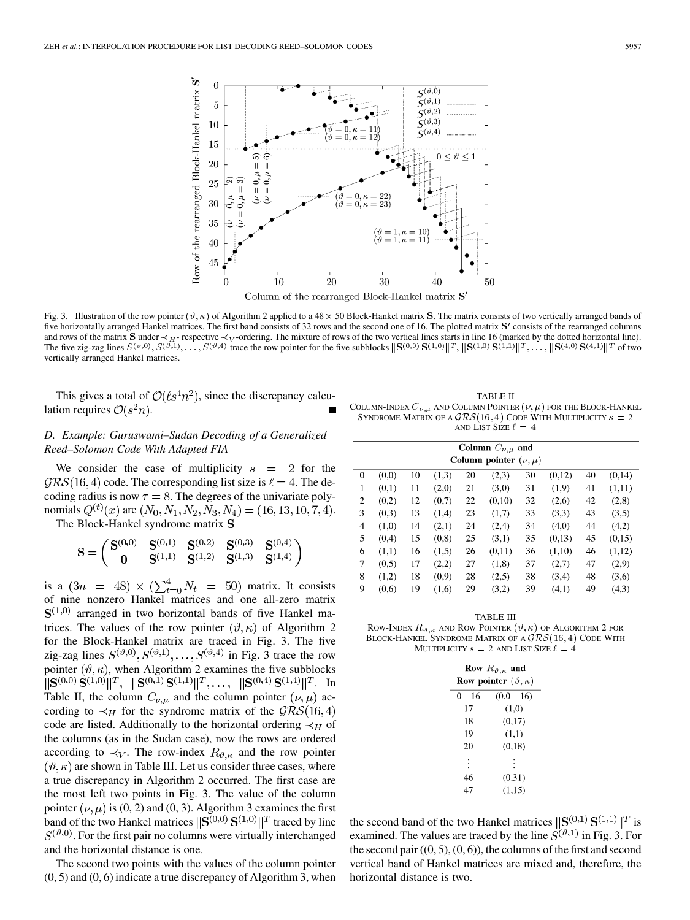Fig. 3. Illustration of the row pointer $(\vartheta, \kappa)$ of Algorithm 2 applied to a $48 \times 50$ Block-Hankel matrix $\mathbf{S}$. The matrix consists of two vertically arranged bands of five horizontally arranged Hankel matrices. The first band consists of 32 rows and the second one of 16. The plotted matrix $\mathbf{S}'$ consists of the rearranged columns and rows of the matrix $\mathbf{S}$ under $\prec_H$- respective $\prec_V$-ordering. The mixture of rows of the two vertical lines starts in line 16 (marked by the dotted horizontal line). The five zig-zag lines $S^{(\vartheta,0)}, S^{(\vartheta,1)}, \ldots, S^{(\vartheta,4)}$ trace the row pointer for the five subblocks $\|\mathbf{S}^{(0,0)}\,\mathbf{S}^{(1,0)}\|^T, \|\mathbf{S}^{(1,0)}\,\mathbf{S}^{(1,1)}\|^T, \ldots, \|\mathbf{S}^{(4,0)}\,\mathbf{S}^{(4,1)}\|^T$ of two vertically arranged Hankel matrices.

This gives a total of $\mathcal{O}(\ell s^4 n^2)$, since the discrepancy calculation requires $\mathcal{O}(s^2 n)$. ■

### D. Example: Guruswami–Sudan Decoding of a Generalized Reed–Solomon Code With Adapted FIA

We consider the case of multiplicity $s = 2$ for the $\mathcal{GRS}(16,4)$ code. The corresponding list size is $\ell = 4$. The decoding radius is now $\tau = 8$. The degrees of the univariate polynomials $Q^{(t)}(x)$ are $(N_0, N_1, N_2, N_3, N_4) = (16, 13, 10, 7, 4)$.

The Block-Hankel syndrome matrix $\mathbf{S}$

$$\mathbf{S} = \begin{pmatrix} \mathbf{S}^{(0,0)} & \mathbf{S}^{(0,1)} & \mathbf{S}^{(0,2)} & \mathbf{S}^{(0,3)} & \mathbf{S}^{(0,4)} \\ \mathbf{0} & \mathbf{S}^{(1,1)} & \mathbf{S}^{(1,2)} & \mathbf{S}^{(1,3)} & \mathbf{S}^{(1,4)} \end{pmatrix}$$

is a $(3n = 48) \times (\sum_{t=0}^{4} N_t = 50)$ matrix. It consists of nine nonzero Hankel matrices and one all-zero matrix $\mathbf{S}^{(1,0)}$ arranged in two horizontal bands of five Hankel matrices. The values of the row pointer $(\vartheta, \kappa)$ of Algorithm 2 for the Block-Hankel matrix are traced in Fig. 3. The five zig-zag lines $S^{(\vartheta,0)}, S^{(\vartheta,1)}, \ldots, S^{(\vartheta,4)}$ in Fig. 3 trace the row pointer $(\vartheta, \kappa)$, when Algorithm 2 examines the five subblocks $\|\mathbf{S}^{(0,0)}\,\mathbf{S}^{(1,0)}\|^T$, $\|\mathbf{S}^{(0,1)}\,\mathbf{S}^{(1,1)}\|^T, \ldots,$ $\|\mathbf{S}^{(0,4)}\,\mathbf{S}^{(1,4)}\|^T$. In Table II, the column $C_{\nu,\mu}$ and the column pointer $(\nu, \mu)$ according to $\prec_H$ for the syndrome matrix of the $\mathcal{GRS}(16,4)$ code are listed. Additionally to the horizontal ordering $\prec_H$ of the columns (as in the Sudan case), now the rows are ordered according to $\prec_V$. The row-index $R_{\vartheta,\kappa}$ and the row pointer $(\vartheta, \kappa)$ are shown in Table III. Let us consider three cases, where a true discrepancy in Algorithm 2 occurred. The first case are the most left two points in Fig. 3. The value of the column pointer $(\nu, \mu)$ is (0, 2) and (0, 3). Algorithm 3 examines the first band of the two Hankel matrices $\|\mathbf{S}^{(0,0)}\,\mathbf{S}^{(1,0)}\|^T$ traced by line $S^{(\vartheta,0)}$. For the first pair no columns were virtually interchanged and the horizontal distance is one.

The second two points with the values of the column pointer (0, 5) and (0, 6) indicate a true discrepancy of Algorithm 3, when the second band of the two Hankel matrices $\|\mathbf{S}^{(0,1)}\,\mathbf{S}^{(1,1)}\|^T$ is examined. The values are traced by the line $S^{(\vartheta,1)}$ in Fig. 3. For the second pair ((0, 5), (0, 6)), the columns of the first and second vertical band of Hankel matrices are mixed and, therefore, the horizontal distance is two.

TABLE II
COLUMN-INDEX $C_{\nu,\mu}$ AND COLUMN POINTER $(\nu, \mu)$ FOR THE BLOCK-HANKEL SYNDROME MATRIX OF A $\mathcal{GRS}(16,4)$ CODE WITH MULTIPLICITY $s = 2$ AND LIST SIZE $\ell = 4$

| $C_{\nu,\mu}$ | $(\nu,\mu)$ | $C_{\nu,\mu}$ | $(\nu,\mu)$ | $C_{\nu,\mu}$ | $(\nu,\mu)$ | $C_{\nu,\mu}$ | $(\nu,\mu)$ | $C_{\nu,\mu}$ | $(\nu,\mu)$ |
|---|---|---|---|---|---|---|---|---|---|
| 0 | (0,0) | 10 | (1,3) | 20 | (2,3) | 30 | (0,12) | 40 | (0,14) |
| 1 | (0,1) | 11 | (2,0) | 21 | (3,0) | 31 | (1,9) | 41 | (1,11) |
| 2 | (0,2) | 12 | (0,7) | 22 | (0,10) | 32 | (2,6) | 42 | (2,8) |
| 3 | (0,3) | 13 | (1,4) | 23 | (1,7) | 33 | (3,3) | 43 | (3,5) |
| 4 | (1,0) | 14 | (2,1) | 24 | (2,4) | 34 | (4,0) | 44 | (4,2) |
| 5 | (0,4) | 15 | (0,8) | 25 | (3,1) | 35 | (0,13) | 45 | (0,15) |
| 6 | (1,1) | 16 | (1,5) | 26 | (0,11) | 36 | (1,10) | 46 | (1,12) |
| 7 | (0,5) | 17 | (2,2) | 27 | (1,8) | 37 | (2,7) | 47 | (2,9) |
| 8 | (1,2) | 18 | (0,9) | 28 | (2,5) | 38 | (3,4) | 48 | (3,6) |
| 9 | (0,6) | 19 | (1,6) | 29 | (3,2) | 39 | (4,1) | 49 | (4,3) |

TABLE III
ROW-INDEX $R_{\vartheta,\kappa}$ AND ROW POINTER $(\vartheta, \kappa)$ OF ALGORITHM 2 FOR BLOCK-HANKEL SYNDROME MATRIX OF A $\mathcal{GRS}(16,4)$ CODE WITH MULTIPLICITY $s = 2$ AND LIST SIZE $\ell = 4$

| Row $R_{\vartheta,\kappa}$ | Row pointer $(\vartheta,\kappa)$ |
|---|---|
| 0 - 16 | (0,0 - 16) |
| 17 | (1,0) |
| 18 | (0,17) |
| 19 | (1,1) |
| 20 | (0,18) |
| ⋮ | ⋮ |
| 46 | (0,31) |
| 47 | (1,15) |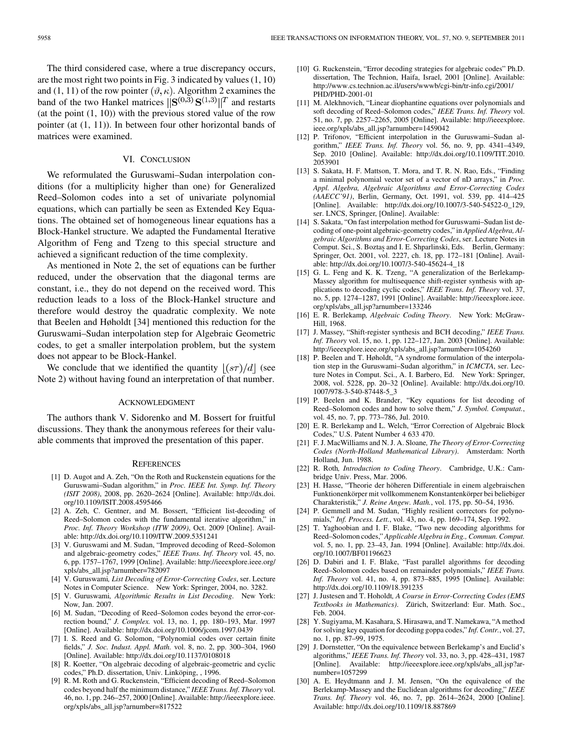The third considered case, where a true discrepancy occurs, are the most right two points in Fig. 3 indicated by values (1, 10) and (1, 11) of the row pointer $(\vartheta, \kappa)$. Algorithm 2 examines the band of the two Hankel matrices $||\mathbf{S}^{(0,3)}\,\mathbf{S}^{(1,3)}||^T$ and restarts (at the point (1, 10)) with the previous stored value of the row pointer (at (1, 11)). In between four other horizontal bands of matrices were examined.

## VI. Conclusion

We reformulated the Guruswami–Sudan interpolation conditions (for a multiplicity higher than one) for Generalized Reed–Solomon codes into a set of univariate polynomial equations, which can partially be seen as Extended Key Equations. The obtained set of homogeneous linear equations has a Block-Hankel structure. We adapted the Fundamental Iterative Algorithm of Feng and Tzeng to this special structure and achieved a significant reduction of the time complexity.

As mentioned in Note 2, the set of equations can be further reduced, under the observation that the diagonal terms are constant, i.e., they do not depend on the received word. This reduction leads to a loss of the Block-Hankel structure and therefore would destroy the quadratic complexity. We note that Beelen and Høholdt [34] mentioned this reduction for the Guruswami–Sudan interpolation step for Algebraic Geometric codes, to get a smaller interpolation problem, but the system does not appear to be Block-Hankel.

We conclude that we identified the quantity $\lfloor (s\tau)/d \rfloor$ (see Note 2) without having found an interpretation of that number.

## Acknowledgment

The authors thank V. Sidorenko and M. Bossert for fruitful discussions. They thank the anonymous referees for their valuable comments that improved the presentation of this paper.

## References

[1] D. Augot and A. Zeh, "On the Roth and Ruckenstein equations for the Guruswami–Sudan algorithm," in *Proc. IEEE Int. Symp. Inf. Theory (ISIT 2008)*, 2008, pp. 2620–2624 [Online]. Available: http://dx.doi.org/10.1109/ISIT.2008.4595466

[2] A. Zeh, C. Gentner, and M. Bossert, "Efficient list-decoding of Reed–Solomon codes with the fundamental iterative algorithm," in *Proc. Inf. Theory Workshop (ITW 2009)*, Oct. 2009 [Online]. Available: http://dx.doi.org/10.1109/ITW.2009.5351241

[3] V. Guruswami and M. Sudan, "Improved decoding of Reed–Solomon and algebraic-geometry codes," *IEEE Trans. Inf. Theory* vol. 45, no. 6, pp. 1757–1767, 1999 [Online]. Available: http://ieeexplore.ieee.org/xpls/abs_all.jsp?arnumber=782097

[4] V. Guruswami*, List Decoding of Error-Correcting Codes*, ser. Lecture Notes in Computer Science. New York: Springer, 2004, no. 3282.

[5] V. Guruswami*, Algorithmic Results in List Decoding*. New York: Now, Jan. 2007.

[6] M. Sudan, "Decoding of Reed–Solomon codes beyond the error-correction bound," *J. Complex.* vol. 13, no. 1, pp. 180–193, Mar. 1997 [Online]. Available: http://dx.doi.org/10.1006/jcom.1997.0439

[7] I. S. Reed and G. Solomon, "Polynomial codes over certain finite fields," *J. Soc. Indust. Appl. Math.* vol. 8, no. 2, pp. 300–304, 1960 [Online]. Available: http://dx.doi.org/10.1137/0108018

[8] R. Koetter, "On algebraic decoding of algebraic-geometric and cyclic codes," Ph.D. dissertation, Univ. Linköping, , 1996.

[9] R. M. Roth and G. Ruckenstein, "Efficient decoding of Reed–Solomon codes beyond half the minimum distance," *IEEE Trans. Inf. Theory* vol. 46, no. 1, pp. 246–257, 2000 [Online]. Available: http://ieeexplore.ieee.org/xpls/abs_all.jsp?arnumber=817522

[10] G. Ruckenstein, "Error decoding strategies for algebraic codes" Ph.D. dissertation, The Technion, Haifa, Israel, 2001 [Online]. Available: http://www.cs.technion.ac.il/users/wwwb/cgi-bin/tr-info.cgi/2001/PHD/PHD-2001-01

[11] M. Alekhnovich, "Linear diophantine equations over polynomials and soft decoding of Reed–Solomon codes," *IEEE Trans. Inf. Theory* vol. 51, no. 7, pp. 2257–2265, 2005 [Online]. Available: http://ieeexplore.ieee.org/xpls/abs_all.jsp?arnumber=1459042

[12] P. Trifonov, "Efficient interpolation in the Guruswami–Sudan algorithm," *IEEE Trans. Inf. Theory* vol. 56, no. 9, pp. 4341–4349, Sep. 2010 [Online]. Available: http://dx.doi.org/10.1109/TIT.2010.2053901

[13] S. Sakata, H. F. Mattson, T. Mora, and T. R. N. Rao, Eds., "Finding a minimal polynomial vector set of a vector of nD arrays," in *Proc. Appl. Algebra, Algebraic Algorithms and Error-Correcting Codes (AAECC'91)*, Berlin, Germany, Oct. 1991, vol. 539, pp. 414–425 [Online]. Available: http://dx.doi.org/10.1007/3-540-54522-0_129, ser. LNCS, Springer, [Online]. Available:

[14] S. Sakata, "On fast interpolation method for Guruswami–Sudan list decoding of one-point algebraic-geometry codes," in *Applied Algebra, Algebraic Algorithms and Error-Correcting Codes*, ser. Lecture Notes in Comput. Sci., S. Boztaş and I. E. Shparlinski, Eds. Berlin, Germany: Springer, Oct. 2001, vol. 2227, ch. 18, pp. 172–181 [Online]. Available: http://dx.doi.org/10.1007/3-540-45624-4_18

[15] G. L. Feng and K. K. Tzeng, "A generalization of the Berlekamp-Massey algorithm for multisequence shift-register synthesis with applications to decoding cyclic codes," *IEEE Trans. Inf. Theory* vol. 37, no. 5, pp. 1274–1287, 1991 [Online]. Available: http://ieeexplore.ieee.org/xpls/abs_all.jsp?arnumber=133246

[16] E. R. Berlekamp*, Algebraic Coding Theory*. New York: McGraw-Hill, 1968.

[17] J. Massey, "Shift-register synthesis and BCH decoding," *IEEE Trans. Inf. Theory* vol. 15, no. 1, pp. 122–127, Jan. 2003 [Online]. Available: http://ieeexplore.ieee.org/xpls/abs_all.jsp?arnumber=1054260

[18] P. Beelen and T. Høholdt, "A syndrome formulation of the interpolation step in the Guruswami–Sudan algorithm," in *ICMCTA*, ser. Lecture Notes in Comput. Sci., A. I. Barbero, Ed. New York: Springer, 2008, vol. 5228, pp. 20–32 [Online]. Available: http://dx.doi.org/10.1007/978-3-540-87448-5_3

[19] P. Beelen and K. Brander, "Key equations for list decoding of Reed–Solomon codes and how to solve them," *J. Symbol. Computat.*, vol. 45, no. 7, pp. 773–786, Jul. 2010.

[20] E. R. Berlekamp and L. Welch, "Error Correction of Algebraic Block Codes," U.S. Patent Number 4 633 470.

[21] F. J. MacWilliams and N. J. A. Sloane*, The Theory of Error-Correcting Codes (North-Holland Mathematical Library)*. Amsterdam: North Holland, Jun. 1988.

[22] R. Roth*, Introduction to Coding Theory*. Cambridge, U.K.: Cambridge Univ. Press, Mar. 2006.

[23] H. Hasse, "Theorie der höheren Differentiale in einem algebraischen Funktionenkörper mit vollkommenem Konstantenkörper bei beliebiger Charakteristik," *J. Reine Angew. Math.*, vol. 175, pp. 50–54, 1936.

[24] P. Gemmell and M. Sudan, "Highly resilient correctors for polynomials," *Inf. Process. Lett.*, vol. 43, no. 4, pp. 169–174, Sep. 1992.

[25] T. Yaghoobian and I. F. Blake, "Two new decoding algorithms for Reed–Solomon codes," *Applicable Algebra in Eng., Commun. Comput.* vol. 5, no. 1, pp. 23–43, Jan. 1994 [Online]. Available: http://dx.doi.org/10.1007/BF01196623

[26] D. Dabiri and I. F. Blake, "Fast parallel algorithms for decoding Reed–Solomon codes based on remainder polynomials," *IEEE Trans. Inf. Theory* vol. 41, no. 4, pp. 873–885, 1995 [Online]. Available: http://dx.doi.org/10.1109/18.391235

[27] J. Justesen and T. Hoholdt*, A Course in Error-Correcting Codes (EMS Textbooks in Mathematics)*. Zürich, Switzerland: Eur. Math. Soc., Feb. 2004.

[28] Y. Sugiyama, M. Kasahara, S. Hirasawa, and T. Namekawa, "A method for solving key equation for decoding goppa codes," *Inf. Contr.*, vol. 27, no. 1, pp. 87–99, 1975.

[29] J. Dornstetter, "On the equivalence between Berlekamp's and Euclid's algorithms," *IEEE Trans. Inf. Theory* vol. 33, no. 3, pp. 428–431, 1987 [Online]. Available: http://ieeexplore.ieee.org/xpls/abs_all.jsp?arnumber=1057299

[30] A. E. Heydtmann and J. M. Jensen, "On the equivalence of the Berlekamp-Massey and the Euclidean algorithms for decoding," *IEEE Trans. Inf. Theory* vol. 46, no. 7, pp. 2614–2624, 2000 [Online]. Available: http://dx.doi.org/10.1109/18.887869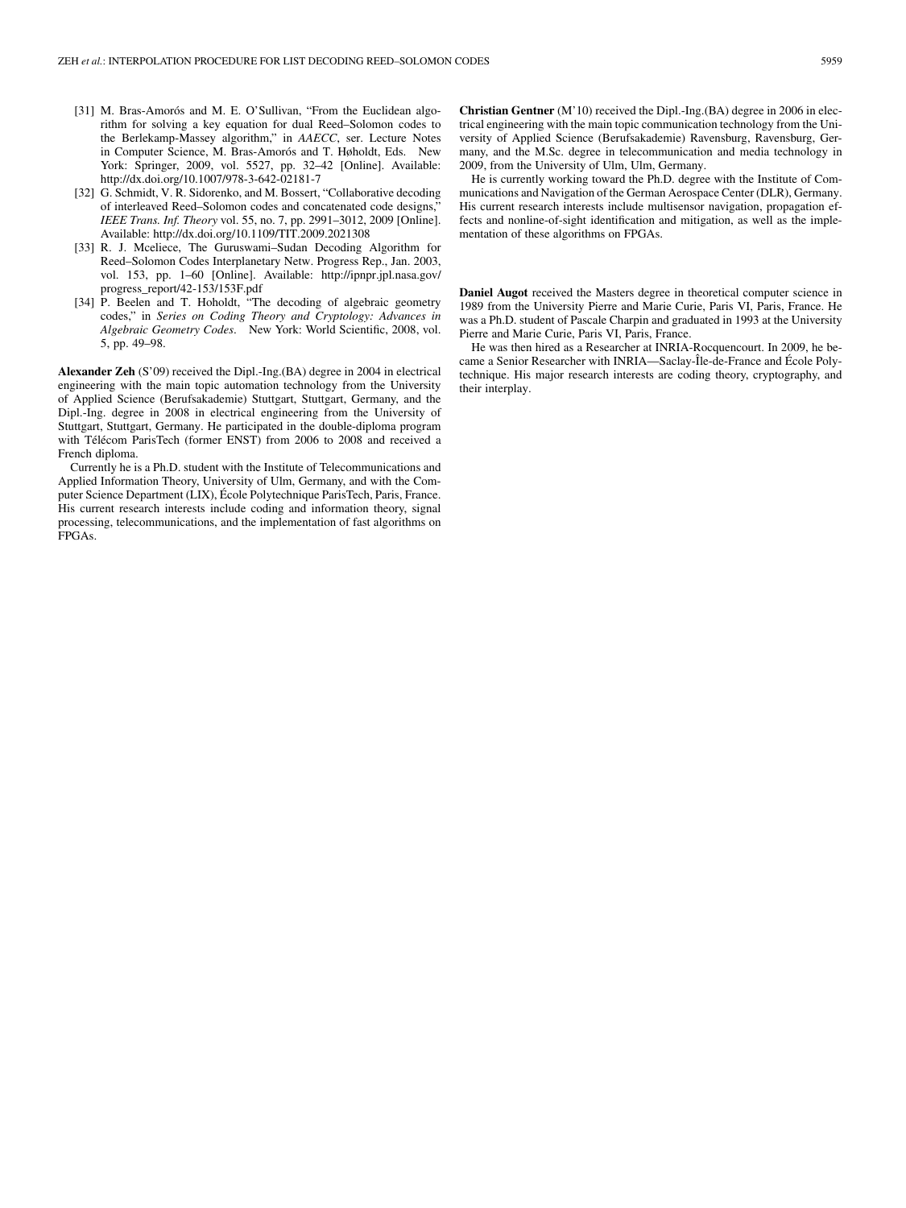[31] M. Bras-Amorós and M. E. O'Sullivan, "From the Euclidean algorithm for solving a key equation for dual Reed–Solomon codes to the Berlekamp-Massey algorithm," in *AAECC*, ser. Lecture Notes in Computer Science, M. Bras-Amorós and T. Høholdt, Eds. New York: Springer, 2009, vol. 5527, pp. 32–42 [Online]. Available: http://dx.doi.org/10.1007/978-3-642-02181-7

[32] G. Schmidt, V. R. Sidorenko, and M. Bossert, "Collaborative decoding of interleaved Reed–Solomon codes and concatenated code designs," *IEEE Trans. Inf. Theory* vol. 55, no. 7, pp. 2991–3012, 2009 [Online]. Available: http://dx.doi.org/10.1109/TIT.2009.2021308

[33] R. J. Mceliece, The Guruswami–Sudan Decoding Algorithm for Reed–Solomon Codes Interplanetary Netw. Progress Rep., Jan. 2003, vol. 153, pp. 1–60 [Online]. Available: http://ipnpr.jpl.nasa.gov/progress_report/42-153/153F.pdf

[34] P. Beelen and T. Hoholdt, "The decoding of algebraic geometry codes," in *Series on Coding Theory and Cryptology: Advances in Algebraic Geometry Codes*. New York: World Scientific, 2008, vol. 5, pp. 49–98.

**Alexander Zeh** (S'09) received the Dipl.-Ing.(BA) degree in 2004 in electrical engineering with the main topic automation technology from the University of Applied Science (Berufsakademie) Stuttgart, Stuttgart, Germany, and the Dipl.-Ing. degree in 2008 in electrical engineering from the University of Stuttgart, Stuttgart, Germany. He participated in the double-diploma program with Télécom ParisTech (former ENST) from 2006 to 2008 and received a French diploma.

Currently he is a Ph.D. student with the Institute of Telecommunications and Applied Information Theory, University of Ulm, Germany, and with the Computer Science Department (LIX), École Polytechnique ParisTech, Paris, France. His current research interests include coding and information theory, signal processing, telecommunications, and the implementation of fast algorithms on FPGAs.

**Christian Gentner** (M'10) received the Dipl.-Ing.(BA) degree in 2006 in electrical engineering with the main topic communication technology from the University of Applied Science (Berufsakademie) Ravensburg, Ravensburg, Germany, and the M.Sc. degree in telecommunication and media technology in 2009, from the University of Ulm, Ulm, Germany.

He is currently working toward the Ph.D. degree with the Institute of Communications and Navigation of the German Aerospace Center (DLR), Germany. His current research interests include multisensor navigation, propagation effects and nonline-of-sight identification and mitigation, as well as the implementation of these algorithms on FPGAs.

**Daniel Augot** received the Masters degree in theoretical computer science in 1989 from the University Pierre and Marie Curie, Paris VI, Paris, France. He was a Ph.D. student of Pascale Charpin and graduated in 1993 at the University Pierre and Marie Curie, Paris VI, Paris, France.

He was then hired as a Researcher at INRIA-Rocquencourt. In 2009, he became a Senior Researcher with INRIA—Saclay-Île-de-France and École Polytechnique. His major research interests are coding theory, cryptography, and their interplay.